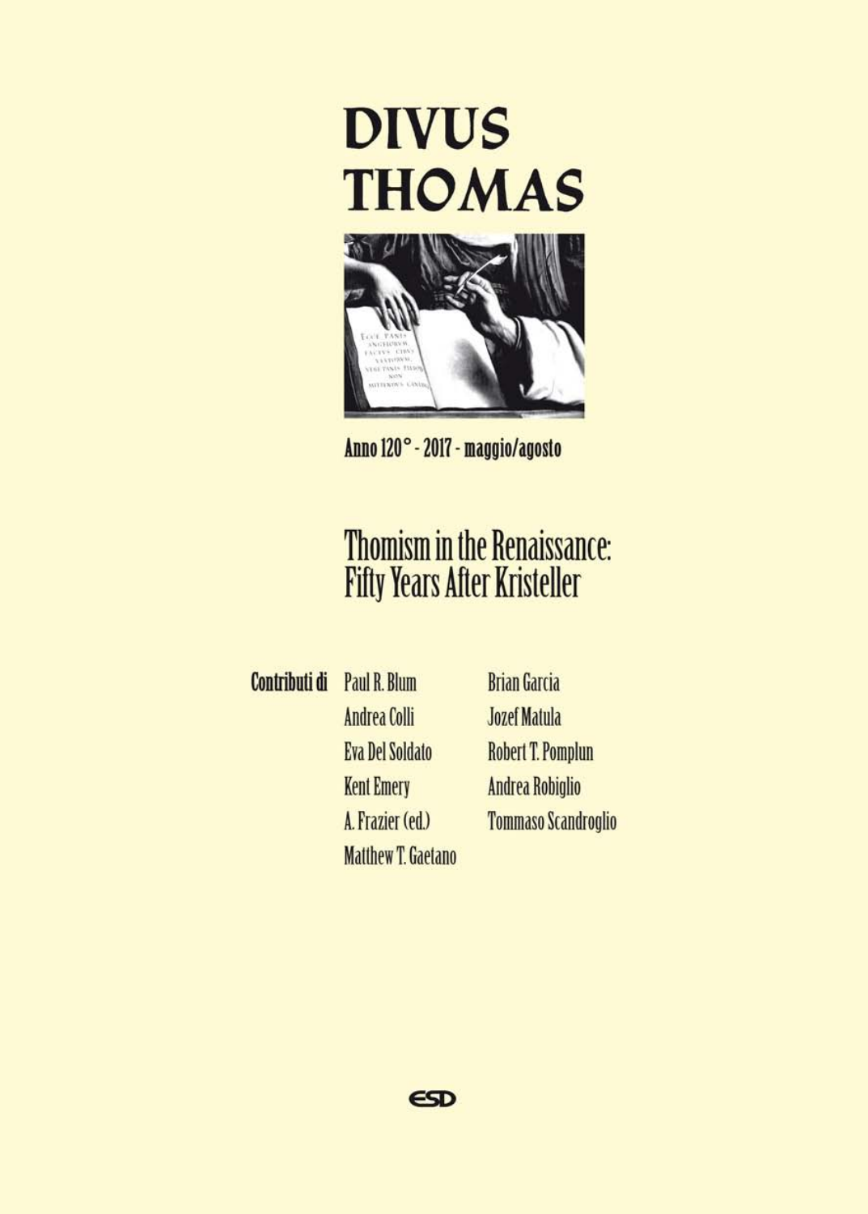# DIVUS THOMAS

Anno 120° - 2017 - maggio/agosto

## Thomism in the Renaissance: Fifty Years After Kristeller

**Contributi di**

Paul R. Blum
Andrea Colli
Eva Del Soldato
Kent Emery
A. Frazier (ed.)
Matthew T. Gaetano
Brian Garcia
Jozef Matula
Robert T. Pomplun
Andrea Robiglio
Tommaso Scandroglio

ESD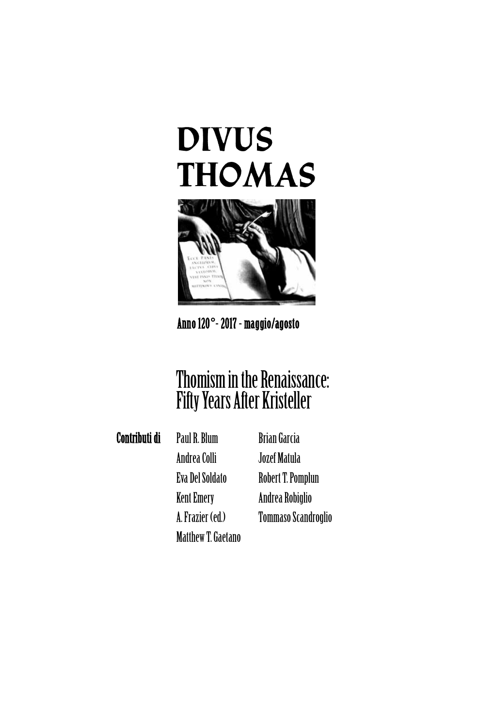# DIVUS THOMAS

Anno 120° - 2017 - maggio/agosto

## Thomism in the Renaissance: Fifty Years After Kristeller

**Contributi di**

Paul R. Blum
Andrea Colli
Eva Del Soldato
Kent Emery
A. Frazier (ed.)
Matthew T. Gaetano
Brian Garcia
Jozef Matula
Robert T. Pomplun
Andrea Robiglio
Tommaso Scandroglio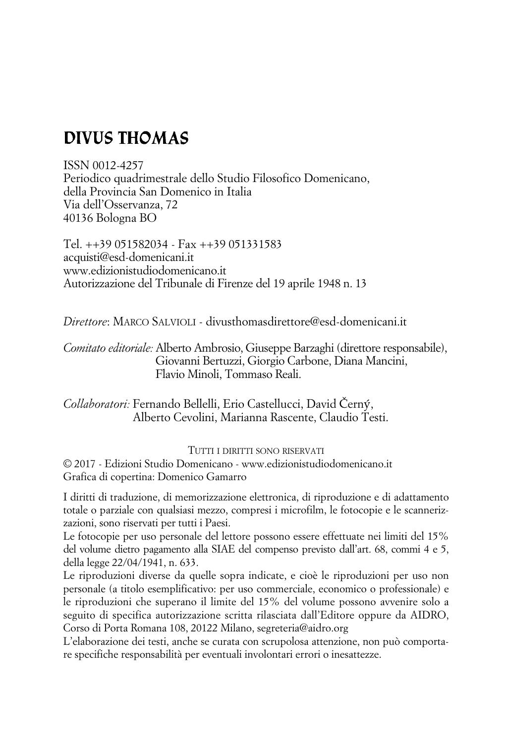# DIVUS THOMAS

ISSN 0012-4257
Periodico quadrimestrale dello Studio Filosofico Domenicano,
della Provincia San Domenico in Italia
Via dell'Osservanza, 72
40136 Bologna BO

Tel. ++39 051582034 - Fax ++39 051331583
acquisti@esd-domenicani.it
www.edizionistudiodomenicano.it
Autorizzazione del Tribunale di Firenze del 19 aprile 1948 n. 13

*Direttore*: MARCO SALVIOLI - divusthomasdirettore@esd-domenicani.it

*Comitato editoriale:* Alberto Ambrosio, Giuseppe Barzaghi (direttore responsabile), Giovanni Bertuzzi, Giorgio Carbone, Diana Mancini, Flavio Minoli, Tommaso Reali.

*Collaboratori:* Fernando Bellelli, Erio Castellucci, David Černý, Alberto Cevolini, Marianna Rascente, Claudio Testi.

TUTTI I DIRITTI SONO RISERVATI
© 2017 - Edizioni Studio Domenicano - www.edizionistudiodomenicano.it
Grafica di copertina: Domenico Gamarro

I diritti di traduzione, di memorizzazione elettronica, di riproduzione e di adattamento totale o parziale con qualsiasi mezzo, compresi i microfilm, le fotocopie e le scannerizzazioni, sono riservati per tutti i Paesi.
Le fotocopie per uso personale del lettore possono essere effettuate nei limiti del 15% del volume dietro pagamento alla SIAE del compenso previsto dall'art. 68, commi 4 e 5, della legge 22/04/1941, n. 633.
Le riproduzioni diverse da quelle sopra indicate, e cioè le riproduzioni per uso non personale (a titolo esemplificativo: per uso commerciale, economico o professionale) e le riproduzioni che superano il limite del 15% del volume possono avvenire solo a seguito di specifica autorizzazione scritta rilasciata dall'Editore oppure da AIDRO, Corso di Porta Romana 108, 20122 Milano, segreteria@aidro.org
L'elaborazione dei testi, anche se curata con scrupolosa attenzione, non può comportare specifiche responsabilità per eventuali involontari errori o inesattezze.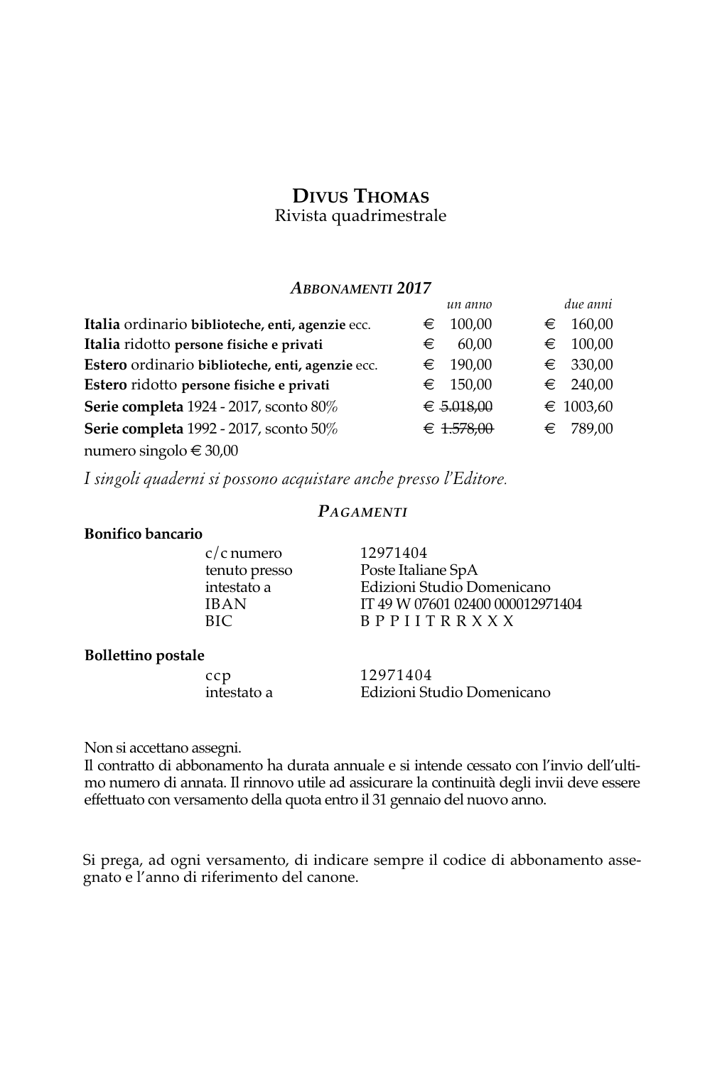# DIVUS THOMAS

Rivista quadrimestrale

## *ABBONAMENTI 2017*

| | *un anno* | *due anni* |
|---|---|---|
| **Italia** ordinario **biblioteche, enti, agenzie** ecc. | € 100,00 | € 160,00 |
| **Italia** ridotto **persone fisiche e privati** | € 60,00 | € 100,00 |
| **Estero** ordinario **biblioteche, enti, agenzie** ecc. | € 190,00 | € 330,00 |
| **Estero** ridotto **persone fisiche e privati** | € 150,00 | € 240,00 |
| **Serie completa** 1924 - 2017, sconto 80% | € ~~5.018,00~~ | € 1003,60 |
| **Serie completa** 1992 - 2017, sconto 50% | € ~~1.578,00~~ | € 789,00 |

numero singolo € 30,00

*I singoli quaderni si possono acquistare anche presso l'Editore.*

## *PAGAMENTI*

**Bonifico bancario**

| | |
|---|---|
| c/c numero | 12971404 |
| tenuto presso | Poste Italiane SpA |
| intestato a | Edizioni Studio Domenicano |
| IBAN | IT 49 W 07601 02400 000012971404 |
| BIC | B P P I I T R R X X X |

**Bollettino postale**

| | |
|---|---|
| ccp | 12971404 |
| intestato a | Edizioni Studio Domenicano |

Non si accettano assegni.
Il contratto di abbonamento ha durata annuale e si intende cessato con l'invio dell'ultimo numero di annata. Il rinnovo utile ad assicurare la continuità degli invii deve essere effettuato con versamento della quota entro il 31 gennaio del nuovo anno.

Si prega, ad ogni versamento, di indicare sempre il codice di abbonamento assegnato e l'anno di riferimento del canone.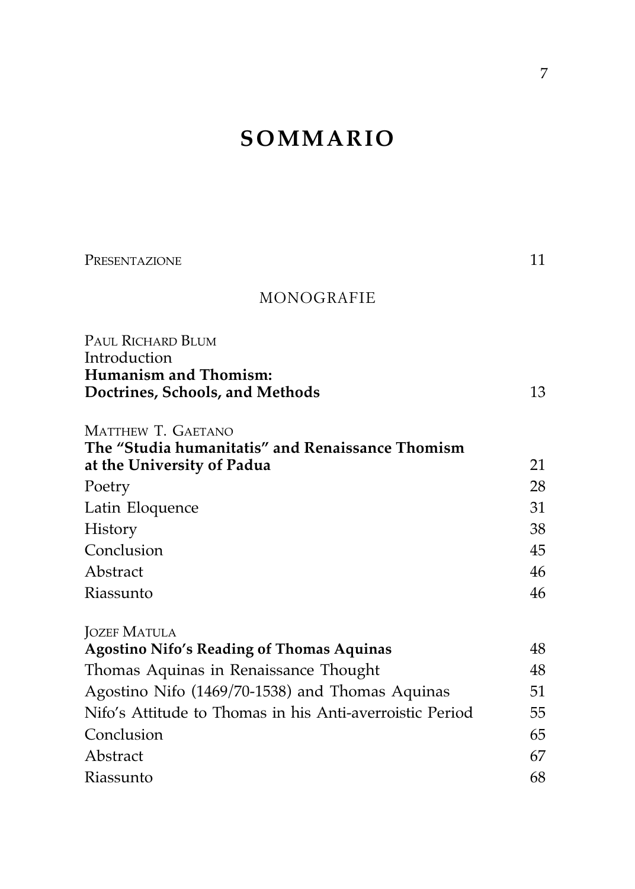# SOMMARIO

PRESENTAZIONE 11

## MONOGRAFIE

PAUL RICHARD BLUM
Introduction
**Humanism and Thomism:**
**Doctrines, Schools, and Methods** 13

MATTHEW T. GAETANO
**The "Studia humanitatis" and Renaissance Thomism at the University of Padua** 21

Poetry 28

Latin Eloquence 31

History 38

Conclusion 45

Abstract 46

Riassunto 46

JOZEF MATULA
**Agostino Nifo's Reading of Thomas Aquinas** 48

Thomas Aquinas in Renaissance Thought 48

Agostino Nifo (1469/70-1538) and Thomas Aquinas 51

Nifo's Attitude to Thomas in his Anti-averroistic Period 55

Conclusion 65

Abstract 67

Riassunto 68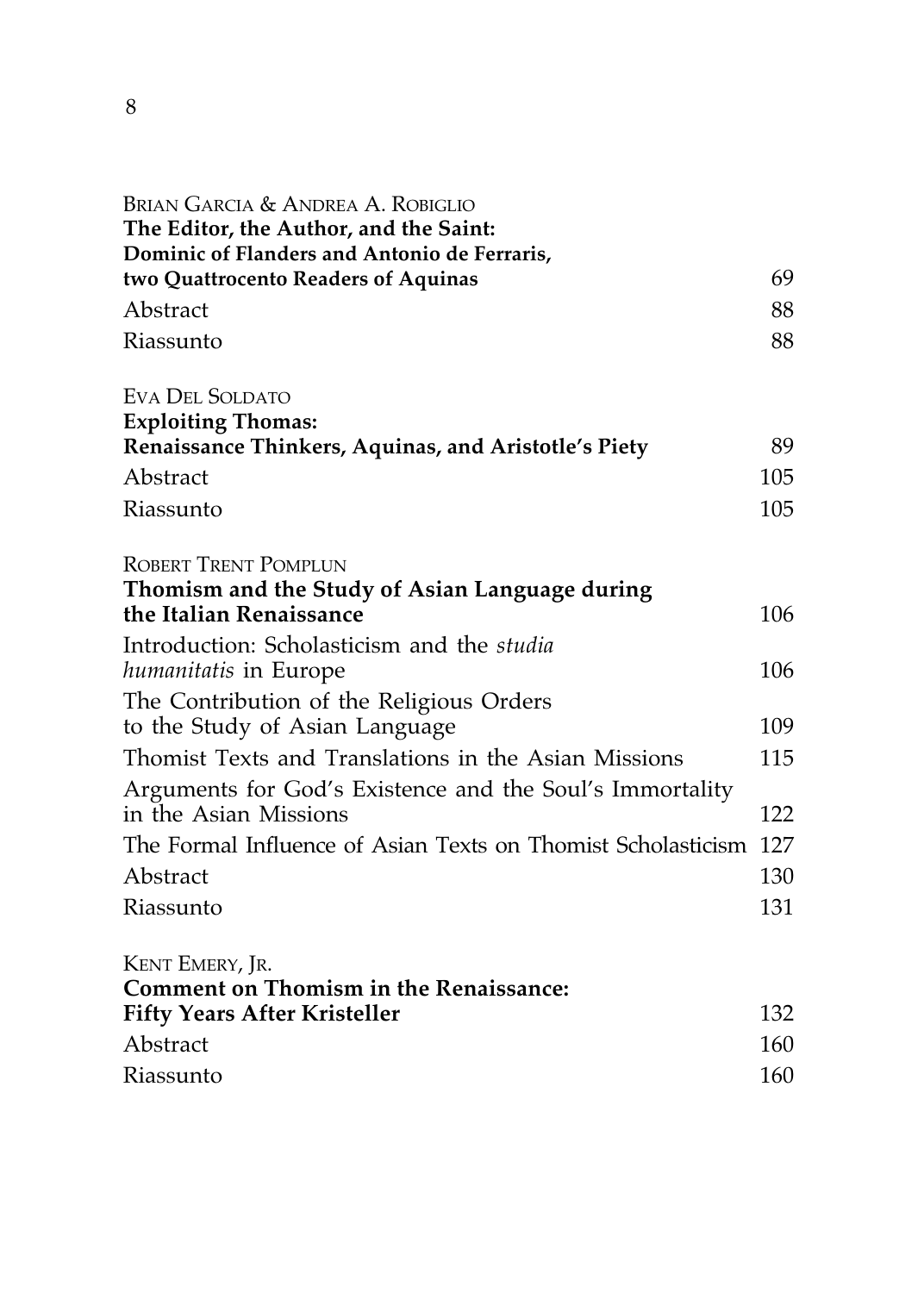BRIAN GARCIA & ANDREA A. ROBIGLIO
**The Editor, the Author, and the Saint: Dominic of Flanders and Antonio de Ferraris, two Quattrocento Readers of Aquinas** 69

Abstract 88

Riassunto 88

EVA DEL SOLDATO
**Exploiting Thomas: Renaissance Thinkers, Aquinas, and Aristotle's Piety** 89

Abstract 105

Riassunto 105

ROBERT TRENT POMPLUN
**Thomism and the Study of Asian Language during the Italian Renaissance** 106

Introduction: Scholasticism and the *studia humanitatis* in Europe 106

The Contribution of the Religious Orders to the Study of Asian Language 109

Thomist Texts and Translations in the Asian Missions 115

Arguments for God's Existence and the Soul's Immortality in the Asian Missions 122

The Formal Influence of Asian Texts on Thomist Scholasticism 127

Abstract 130

Riassunto 131

KENT EMERY, JR.
**Comment on Thomism in the Renaissance: Fifty Years After Kristeller** 132

Abstract 160

Riassunto 160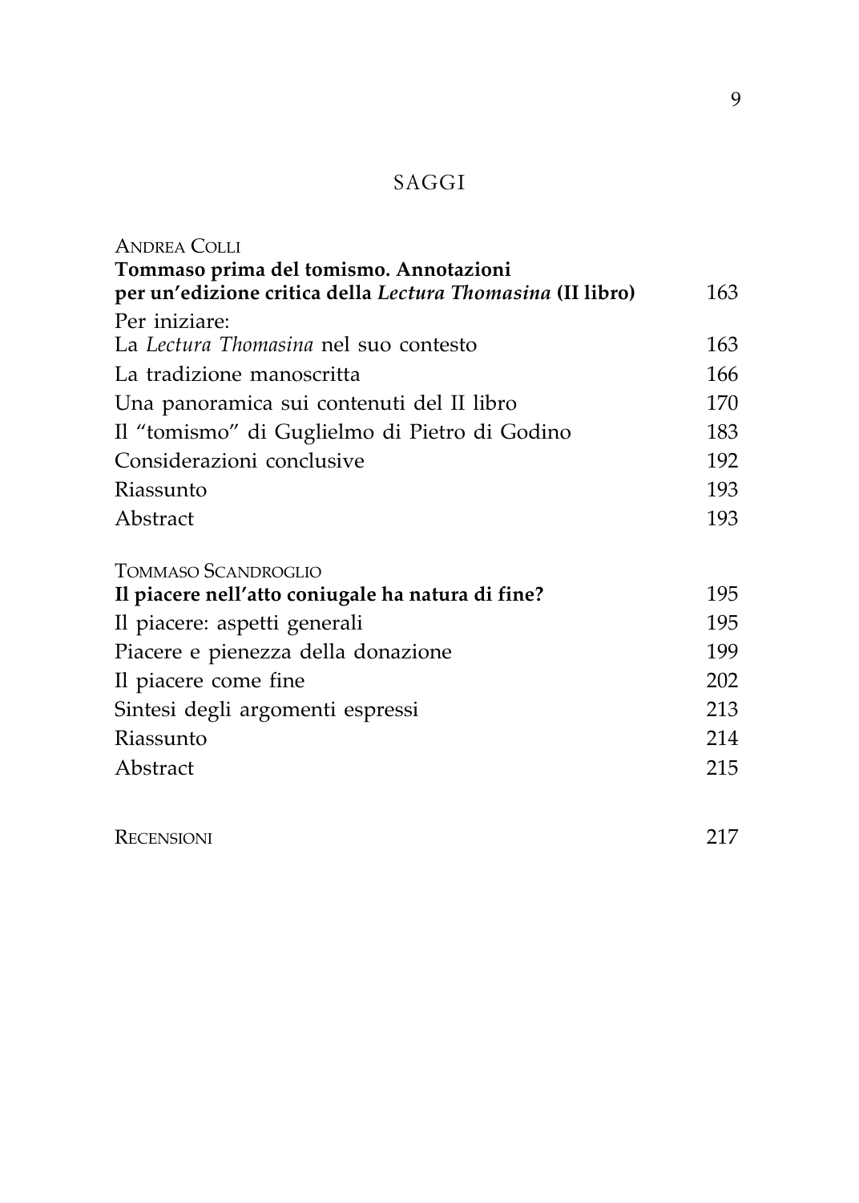# SAGGI

ANDREA COLLI
**Tommaso prima del tomismo. Annotazioni per un'edizione critica della *Lectura Thomasina* (II libro)** 163

Per iniziare:
La *Lectura Thomasina* nel suo contesto 163

La tradizione manoscritta 166

Una panoramica sui contenuti del II libro 170

Il "tomismo" di Guglielmo di Pietro di Godino 183

Considerazioni conclusive 192

Riassunto 193

Abstract 193

TOMMASO SCANDROGLIO
**Il piacere nell'atto coniugale ha natura di fine?** 195

Il piacere: aspetti generali 195

Piacere e pienezza della donazione 199

Il piacere come fine 202

Sintesi degli argomenti espressi 213

Riassunto 214

Abstract 215

RECENSIONI 217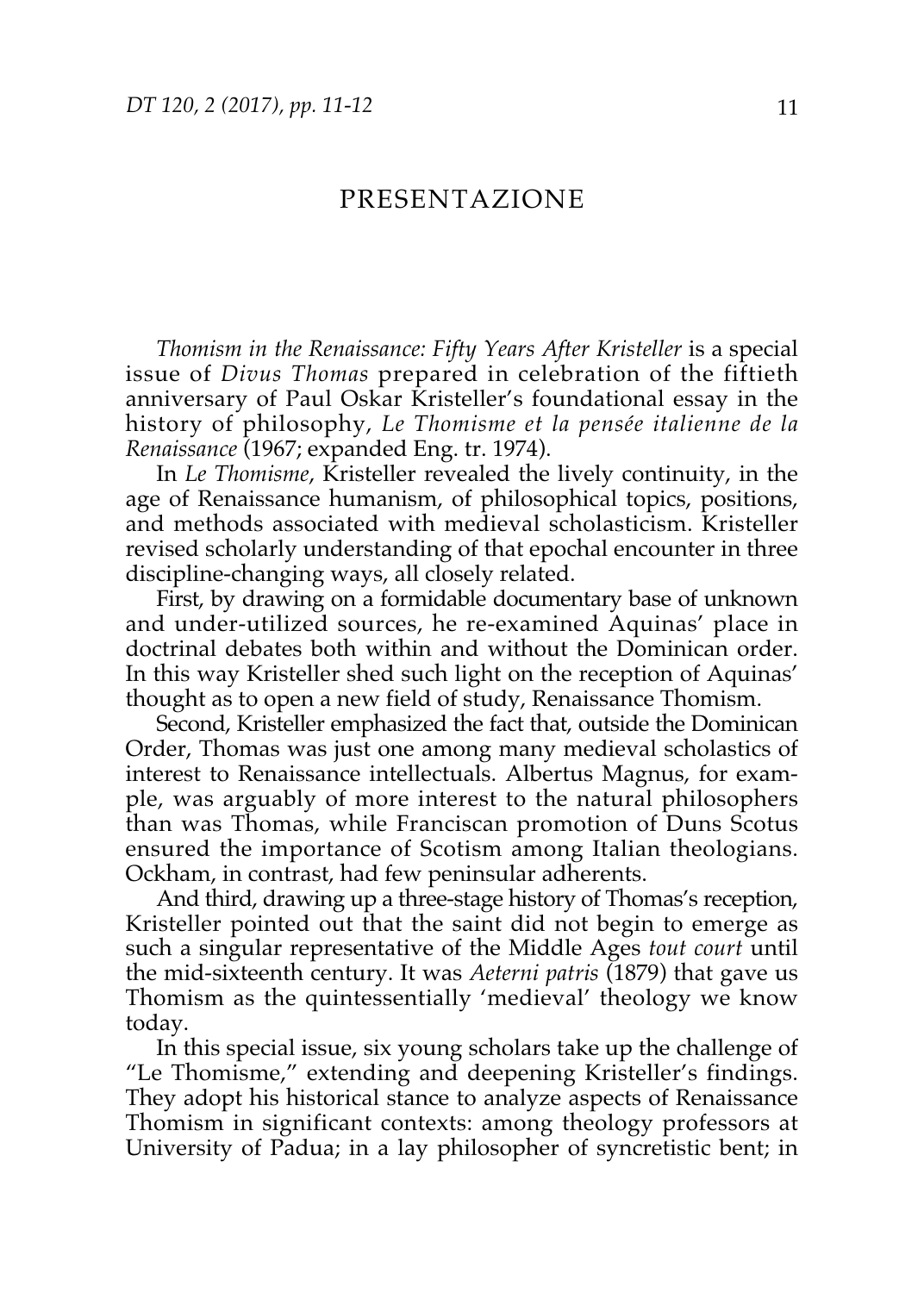# PRESENTAZIONE

*Thomism in the Renaissance: Fifty Years After Kristeller* is a special issue of *Divus Thomas* prepared in celebration of the fiftieth anniversary of Paul Oskar Kristeller's foundational essay in the history of philosophy, *Le Thomisme et la pensée italienne de la Renaissance* (1967; expanded Eng. tr. 1974).

In *Le Thomisme*, Kristeller revealed the lively continuity, in the age of Renaissance humanism, of philosophical topics, positions, and methods associated with medieval scholasticism. Kristeller revised scholarly understanding of that epochal encounter in three discipline-changing ways, all closely related.

First, by drawing on a formidable documentary base of unknown and under-utilized sources, he re-examined Aquinas' place in doctrinal debates both within and without the Dominican order. In this way Kristeller shed such light on the reception of Aquinas' thought as to open a new field of study, Renaissance Thomism.

Second, Kristeller emphasized the fact that, outside the Dominican Order, Thomas was just one among many medieval scholastics of interest to Renaissance intellectuals. Albertus Magnus, for example, was arguably of more interest to the natural philosophers than was Thomas, while Franciscan promotion of Duns Scotus ensured the importance of Scotism among Italian theologians. Ockham, in contrast, had few peninsular adherents.

And third, drawing up a three-stage history of Thomas's reception, Kristeller pointed out that the saint did not begin to emerge as such a singular representative of the Middle Ages *tout court* until the mid-sixteenth century. It was *Aeterni patris* (1879) that gave us Thomism as the quintessentially 'medieval' theology we know today.

In this special issue, six young scholars take up the challenge of "Le Thomisme," extending and deepening Kristeller's findings. They adopt his historical stance to analyze aspects of Renaissance Thomism in significant contexts: among theology professors at University of Padua; in a lay philosopher of syncretistic bent; in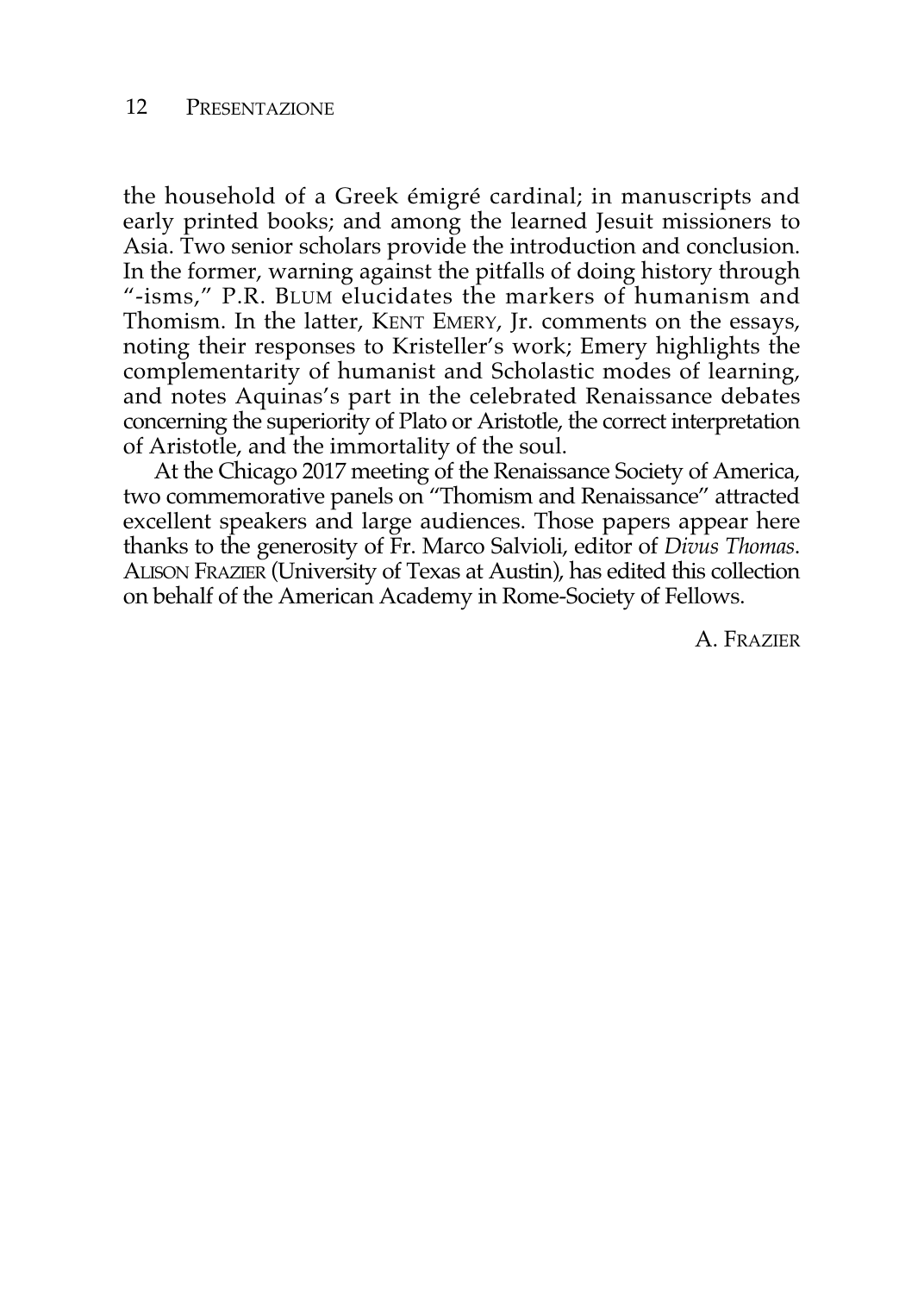the household of a Greek émigré cardinal; in manuscripts and early printed books; and among the learned Jesuit missioners to Asia. Two senior scholars provide the introduction and conclusion. In the former, warning against the pitfalls of doing history through "-isms," P.R. BLUM elucidates the markers of humanism and Thomism. In the latter, KENT EMERY, Jr. comments on the essays, noting their responses to Kristeller's work; Emery highlights the complementarity of humanist and Scholastic modes of learning, and notes Aquinas's part in the celebrated Renaissance debates concerning the superiority of Plato or Aristotle, the correct interpretation of Aristotle, and the immortality of the soul.

At the Chicago 2017 meeting of the Renaissance Society of America, two commemorative panels on "Thomism and Renaissance" attracted excellent speakers and large audiences. Those papers appear here thanks to the generosity of Fr. Marco Salvioli, editor of *Divus Thomas*. ALISON FRAZIER (University of Texas at Austin), has edited this collection on behalf of the American Academy in Rome-Society of Fellows.

A. FRAZIER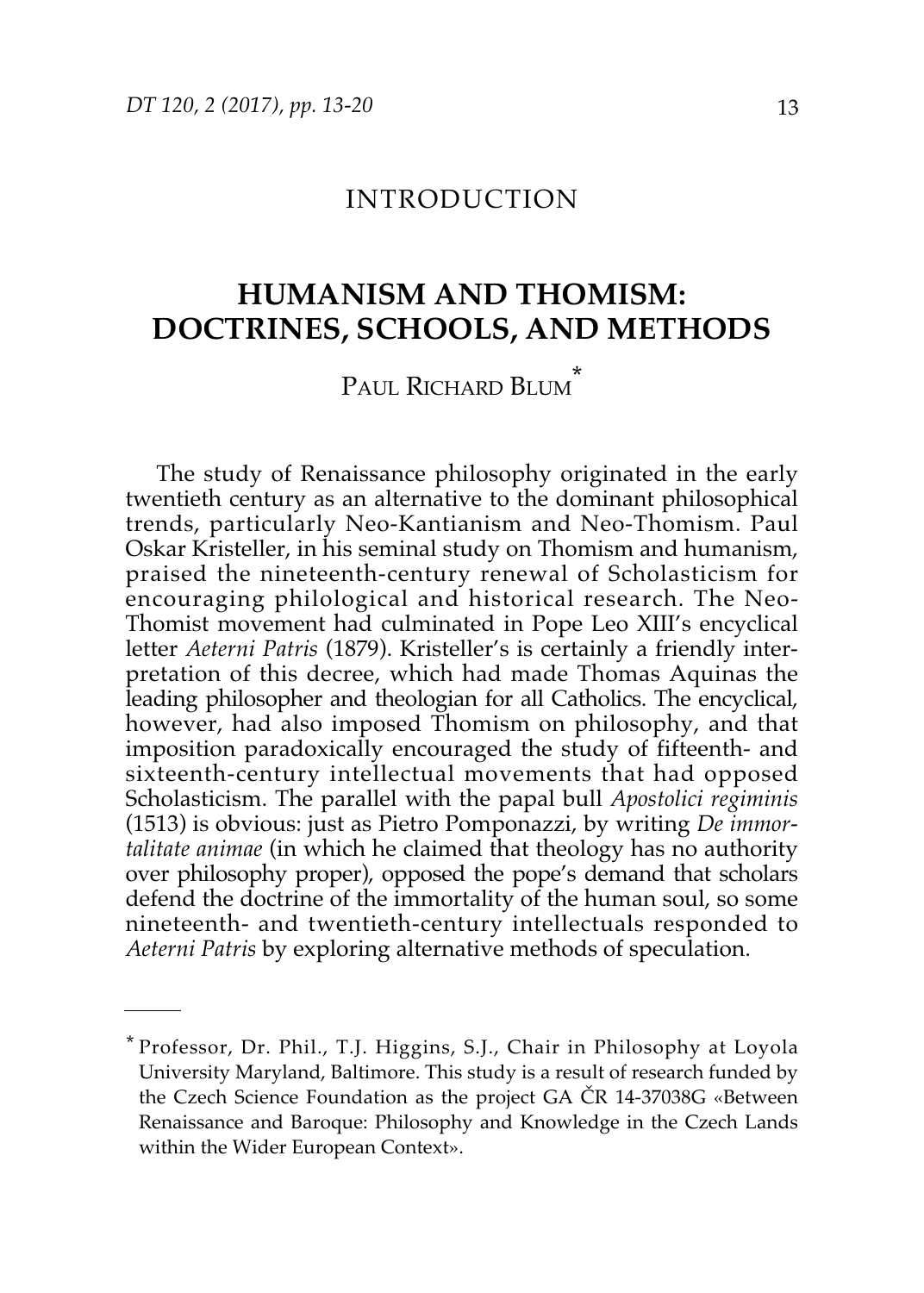INTRODUCTION

# HUMANISM AND THOMISM: DOCTRINES, SCHOOLS, AND METHODS

PAUL RICHARD BLUM*

The study of Renaissance philosophy originated in the early twentieth century as an alternative to the dominant philosophical trends, particularly Neo-Kantianism and Neo-Thomism. Paul Oskar Kristeller, in his seminal study on Thomism and humanism, praised the nineteenth-century renewal of Scholasticism for encouraging philological and historical research. The Neo-Thomist movement had culminated in Pope Leo XIII's encyclical letter *Aeterni Patris* (1879). Kristeller's is certainly a friendly interpretation of this decree, which had made Thomas Aquinas the leading philosopher and theologian for all Catholics. The encyclical, however, had also imposed Thomism on philosophy, and that imposition paradoxically encouraged the study of fifteenth- and sixteenth-century intellectual movements that had opposed Scholasticism. The parallel with the papal bull *Apostolici regiminis* (1513) is obvious: just as Pietro Pomponazzi, by writing *De immortalitate animae* (in which he claimed that theology has no authority over philosophy proper), opposed the pope's demand that scholars defend the doctrine of the immortality of the human soul, so some nineteenth- and twentieth-century intellectuals responded to *Aeterni Patris* by exploring alternative methods of speculation.

---

* Professor, Dr. Phil., T.J. Higgins, S.J., Chair in Philosophy at Loyola University Maryland, Baltimore. This study is a result of research funded by the Czech Science Foundation as the project GA ČR 14-37038G «Between Renaissance and Baroque: Philosophy and Knowledge in the Czech Lands within the Wider European Context».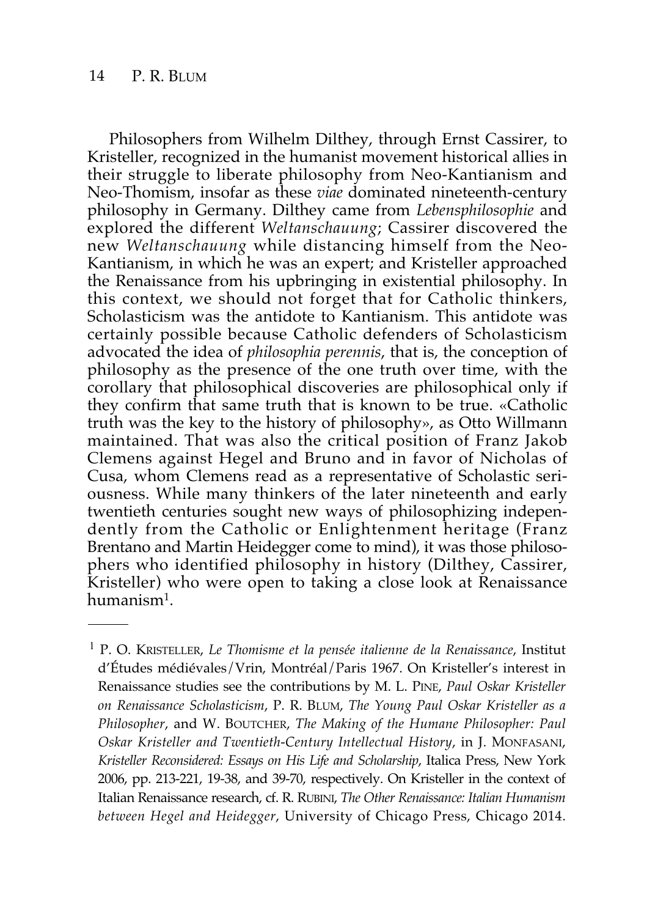Philosophers from Wilhelm Dilthey, through Ernst Cassirer, to Kristeller, recognized in the humanist movement historical allies in their struggle to liberate philosophy from Neo-Kantianism and Neo-Thomism, insofar as these *viae* dominated nineteenth-century philosophy in Germany. Dilthey came from *Lebensphilosophie* and explored the different *Weltanschauung*; Cassirer discovered the new *Weltanschauung* while distancing himself from the Neo-Kantianism, in which he was an expert; and Kristeller approached the Renaissance from his upbringing in existential philosophy. In this context, we should not forget that for Catholic thinkers, Scholasticism was the antidote to Kantianism. This antidote was certainly possible because Catholic defenders of Scholasticism advocated the idea of *philosophia perennis*, that is, the conception of philosophy as the presence of the one truth over time, with the corollary that philosophical discoveries are philosophical only if they confirm that same truth that is known to be true. «Catholic truth was the key to the history of philosophy», as Otto Willmann maintained. That was also the critical position of Franz Jakob Clemens against Hegel and Bruno and in favor of Nicholas of Cusa, whom Clemens read as a representative of Scholastic seriousness. While many thinkers of the later nineteenth and early twentieth centuries sought new ways of philosophizing independently from the Catholic or Enlightenment heritage (Franz Brentano and Martin Heidegger come to mind), it was those philosophers who identified philosophy in history (Dilthey, Cassirer, Kristeller) who were open to taking a close look at Renaissance humanism[1].

---

[1] P. O. KRISTELLER, *Le Thomisme et la pensée italienne de la Renaissance*, Institut d'Études médiévales/Vrin, Montréal/Paris 1967. On Kristeller's interest in Renaissance studies see the contributions by M. L. PINE, *Paul Oskar Kristeller on Renaissance Scholasticism*, P. R. BLUM, *The Young Paul Oskar Kristeller as a Philosopher*, and W. BOUTCHER, *The Making of the Humane Philosopher: Paul Oskar Kristeller and Twentieth-Century Intellectual History*, in J. MONFASANI, *Kristeller Reconsidered: Essays on His Life and Scholarship*, Italica Press, New York 2006, pp. 213-221, 19-38, and 39-70, respectively. On Kristeller in the context of Italian Renaissance research, cf. R. RUBINI, *The Other Renaissance: Italian Humanism between Hegel and Heidegger*, University of Chicago Press, Chicago 2014.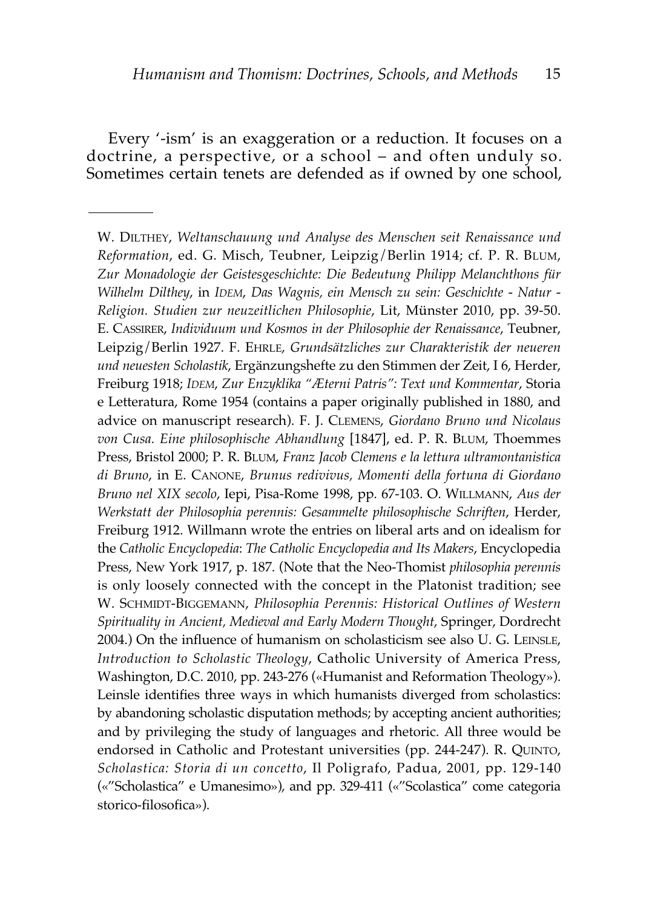Every '-ism' is an exaggeration or a reduction. It focuses on a doctrine, a perspective, or a school – and often unduly so. Sometimes certain tenets are defended as if owned by one school,

---

W. DILTHEY, *Weltanschauung und Analyse des Menschen seit Renaissance und Reformation*, ed. G. Misch, Teubner, Leipzig/Berlin 1914; cf. P. R. BLUM, *Zur Monadologie der Geistesgeschichte: Die Bedeutung Philipp Melanchthons für Wilhelm Dilthey*, in IDEM, *Das Wagnis, ein Mensch zu sein: Geschichte - Natur - Religion. Studien zur neuzeitlichen Philosophie*, Lit, Münster 2010, pp. 39-50. E. CASSIRER, *Individuum und Kosmos in der Philosophie der Renaissance*, Teubner, Leipzig/Berlin 1927. F. EHRLE, *Grundsätzliches zur Charakteristik der neueren und neuesten Scholastik*, Ergänzungshefte zu den Stimmen der Zeit, I 6, Herder, Freiburg 1918; IDEM, *Zur Enzyklika "Æterni Patris": Text und Kommentar*, Storia e Letteratura, Rome 1954 (contains a paper originally published in 1880, and advice on manuscript research). F. J. CLEMENS, *Giordano Bruno und Nicolaus von Cusa. Eine philosophische Abhandlung* [1847], ed. P. R. BLUM, Thoemmes Press, Bristol 2000; P. R. BLUM, *Franz Jacob Clemens e la lettura ultramontanistica di Bruno*, in E. CANONE, *Brunus redivivus, Momenti della fortuna di Giordano Bruno nel XIX secolo*, Iepi, Pisa-Rome 1998, pp. 67-103. O. WILLMANN, *Aus der Werkstatt der Philosophia perennis: Gesammelte philosophische Schriften*, Herder, Freiburg 1912. Willmann wrote the entries on liberal arts and on idealism for the *Catholic Encyclopedia*: *The Catholic Encyclopedia and Its Makers*, Encyclopedia Press, New York 1917, p. 187. (Note that the Neo-Thomist *philosophia perennis* is only loosely connected with the concept in the Platonist tradition; see W. SCHMIDT-BIGGEMANN, *Philosophia Perennis: Historical Outlines of Western Spirituality in Ancient, Medieval and Early Modern Thought*, Springer, Dordrecht 2004.) On the influence of humanism on scholasticism see also U. G. LEINSLE, *Introduction to Scholastic Theology*, Catholic University of America Press, Washington, D.C. 2010, pp. 243-276 («Humanist and Reformation Theology»). Leinsle identifies three ways in which humanists diverged from scholastics: by abandoning scholastic disputation methods; by accepting ancient authorities; and by privileging the study of languages and rhetoric. All three would be endorsed in Catholic and Protestant universities (pp. 244-247). R. QUINTO, *Scholastica: Storia di un concetto*, Il Poligrafo, Padua, 2001, pp. 129-140 («"Scholastica" e Umanesimo»), and pp. 329-411 («"Scolastica" come categoria storico-filosofica»).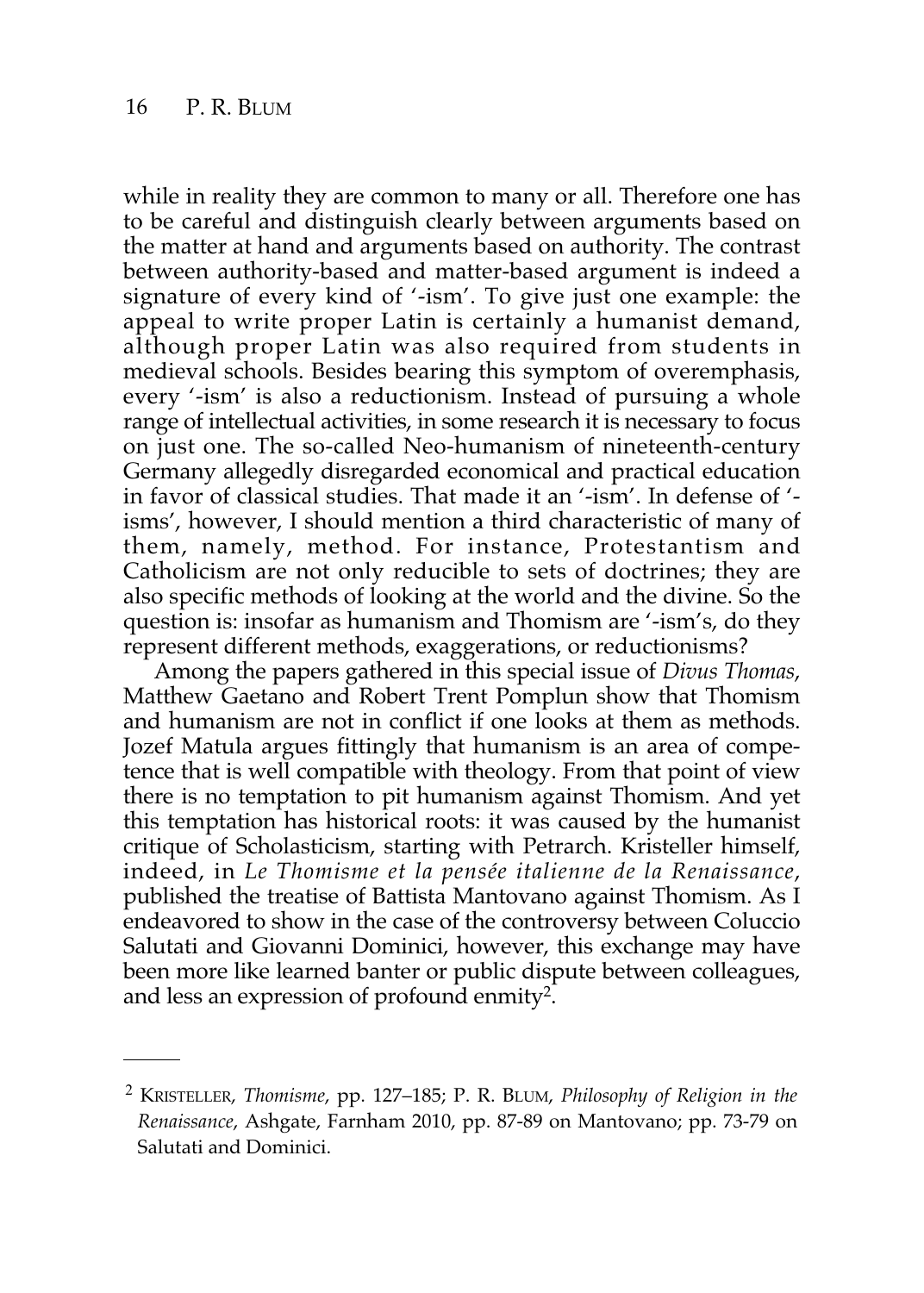while in reality they are common to many or all. Therefore one has to be careful and distinguish clearly between arguments based on the matter at hand and arguments based on authority. The contrast between authority-based and matter-based argument is indeed a signature of every kind of '-ism'. To give just one example: the appeal to write proper Latin is certainly a humanist demand, although proper Latin was also required from students in medieval schools. Besides bearing this symptom of overemphasis, every '-ism' is also a reductionism. Instead of pursuing a whole range of intellectual activities, in some research it is necessary to focus on just one. The so-called Neo-humanism of nineteenth-century Germany allegedly disregarded economical and practical education in favor of classical studies. That made it an '-ism'. In defense of '-isms', however, I should mention a third characteristic of many of them, namely, method. For instance, Protestantism and Catholicism are not only reducible to sets of doctrines; they are also specific methods of looking at the world and the divine. So the question is: insofar as humanism and Thomism are '-ism's, do they represent different methods, exaggerations, or reductionisms?

Among the papers gathered in this special issue of *Divus Thomas*, Matthew Gaetano and Robert Trent Pomplun show that Thomism and humanism are not in conflict if one looks at them as methods. Jozef Matula argues fittingly that humanism is an area of competence that is well compatible with theology. From that point of view there is no temptation to pit humanism against Thomism. And yet this temptation has historical roots: it was caused by the humanist critique of Scholasticism, starting with Petrarch. Kristeller himself, indeed, in *Le Thomisme et la pensée italienne de la Renaissance*, published the treatise of Battista Mantovano against Thomism. As I endeavored to show in the case of the controversy between Coluccio Salutati and Giovanni Dominici, however, this exchange may have been more like learned banter or public dispute between colleagues, and less an expression of profound enmity[2].

---

[2] KRISTELLER, *Thomisme*, pp. 127–185; P. R. BLUM, *Philosophy of Religion in the Renaissance*, Ashgate, Farnham 2010, pp. 87-89 on Mantovano; pp. 73-79 on Salutati and Dominici.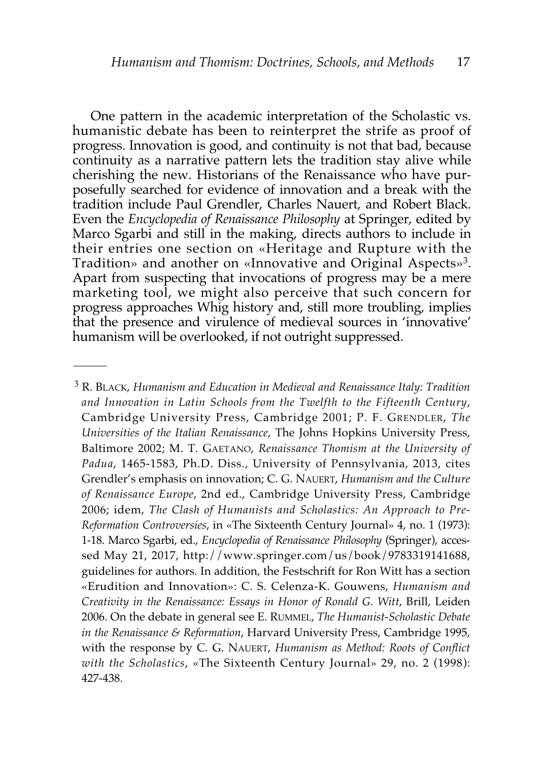One pattern in the academic interpretation of the Scholastic vs. humanistic debate has been to reinterpret the strife as proof of progress. Innovation is good, and continuity is not that bad, because continuity as a narrative pattern lets the tradition stay alive while cherishing the new. Historians of the Renaissance who have purposefully searched for evidence of innovation and a break with the tradition include Paul Grendler, Charles Nauert, and Robert Black. Even the *Encyclopedia of Renaissance Philosophy* at Springer, edited by Marco Sgarbi and still in the making, directs authors to include in their entries one section on «Heritage and Rupture with the Tradition» and another on «Innovative and Original Aspects»[3]. Apart from suspecting that invocations of progress may be a mere marketing tool, we might also perceive that such concern for progress approaches Whig history and, still more troubling, implies that the presence and virulence of medieval sources in 'innovative' humanism will be overlooked, if not outright suppressed.

---

[3] R. Black, *Humanism and Education in Medieval and Renaissance Italy: Tradition and Innovation in Latin Schools from the Twelfth to the Fifteenth Century*, Cambridge University Press, Cambridge 2001; P. F. Grendler, *The Universities of the Italian Renaissance*, The Johns Hopkins University Press, Baltimore 2002; M. T. Gaetano, *Renaissance Thomism at the University of Padua*, 1465-1583, Ph.D. Diss., University of Pennsylvania, 2013, cites Grendler's emphasis on innovation; C. G. Nauert, *Humanism and the Culture of Renaissance Europe*, 2nd ed., Cambridge University Press, Cambridge 2006; idem, *The Clash of Humanists and Scholastics: An Approach to Pre-Reformation Controversies*, in «The Sixteenth Century Journal» 4, no. 1 (1973): 1-18. Marco Sgarbi, ed., *Encyclopedia of Renaissance Philosophy* (Springer), accessed May 21, 2017, http://www.springer.com/us/book/9783319141688, guidelines for authors. In addition, the Festschrift for Ron Witt has a section «Erudition and Innovation»: C. S. Celenza-K. Gouwens, *Humanism and Creativity in the Renaissance: Essays in Honor of Ronald G. Witt*, Brill, Leiden 2006. On the debate in general see E. Rummel, *The Humanist-Scholastic Debate in the Renaissance & Reformation*, Harvard University Press, Cambridge 1995, with the response by C. G. Nauert, *Humanism as Method: Roots of Conflict with the Scholastics*, «The Sixteenth Century Journal» 29, no. 2 (1998): 427-438.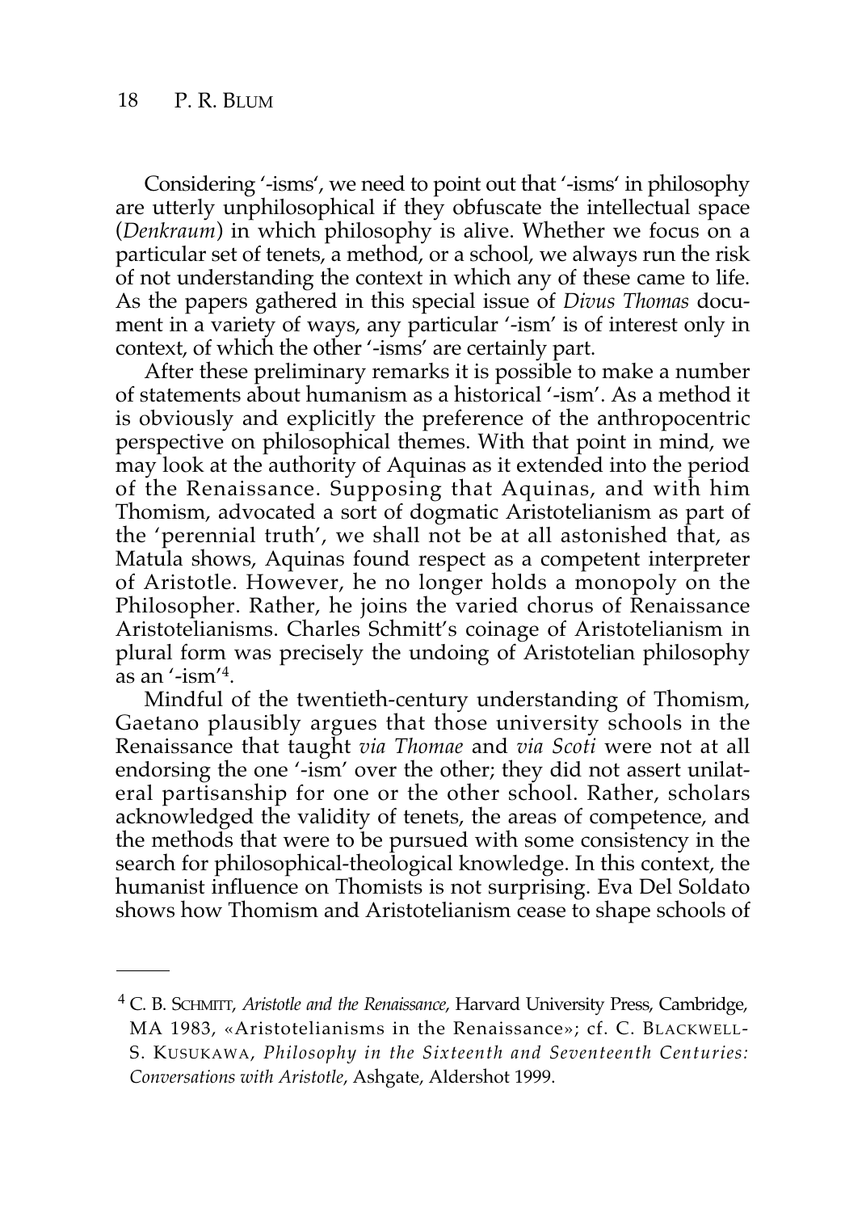Considering '-isms', we need to point out that '-isms' in philosophy are utterly unphilosophical if they obfuscate the intellectual space (*Denkraum*) in which philosophy is alive. Whether we focus on a particular set of tenets, a method, or a school, we always run the risk of not understanding the context in which any of these came to life. As the papers gathered in this special issue of *Divus Thomas* document in a variety of ways, any particular '-ism' is of interest only in context, of which the other '-isms' are certainly part.

After these preliminary remarks it is possible to make a number of statements about humanism as a historical '-ism'. As a method it is obviously and explicitly the preference of the anthropocentric perspective on philosophical themes. With that point in mind, we may look at the authority of Aquinas as it extended into the period of the Renaissance. Supposing that Aquinas, and with him Thomism, advocated a sort of dogmatic Aristotelianism as part of the 'perennial truth', we shall not be at all astonished that, as Matula shows, Aquinas found respect as a competent interpreter of Aristotle. However, he no longer holds a monopoly on the Philosopher. Rather, he joins the varied chorus of Renaissance Aristotelianisms. Charles Schmitt's coinage of Aristotelianism in plural form was precisely the undoing of Aristotelian philosophy as an '-ism'[4].

Mindful of the twentieth-century understanding of Thomism, Gaetano plausibly argues that those university schools in the Renaissance that taught *via Thomae* and *via Scoti* were not at all endorsing the one '-ism' over the other; they did not assert unilateral partisanship for one or the other school. Rather, scholars acknowledged the validity of tenets, the areas of competence, and the methods that were to be pursued with some consistency in the search for philosophical-theological knowledge. In this context, the humanist influence on Thomists is not surprising. Eva Del Soldato shows how Thomism and Aristotelianism cease to shape schools of

---

[4] C. B. Schmitt, *Aristotle and the Renaissance*, Harvard University Press, Cambridge, MA 1983, «Aristotelianisms in the Renaissance»; cf. C. Blackwell-S. Kusukawa, *Philosophy in the Sixteenth and Seventeenth Centuries: Conversations with Aristotle*, Ashgate, Aldershot 1999.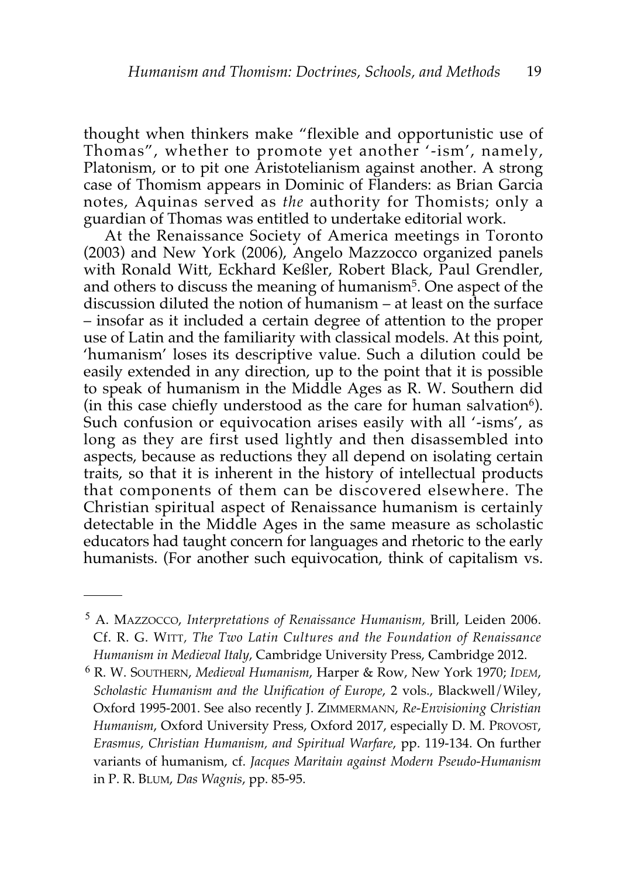thought when thinkers make "flexible and opportunistic use of Thomas", whether to promote yet another '-ism', namely, Platonism, or to pit one Aristotelianism against another. A strong case of Thomism appears in Dominic of Flanders: as Brian Garcia notes, Aquinas served as *the* authority for Thomists; only a guardian of Thomas was entitled to undertake editorial work.

At the Renaissance Society of America meetings in Toronto (2003) and New York (2006), Angelo Mazzocco organized panels with Ronald Witt, Eckhard Keßler, Robert Black, Paul Grendler, and others to discuss the meaning of humanism[5]. One aspect of the discussion diluted the notion of humanism – at least on the surface – insofar as it included a certain degree of attention to the proper use of Latin and the familiarity with classical models. At this point, 'humanism' loses its descriptive value. Such a dilution could be easily extended in any direction, up to the point that it is possible to speak of humanism in the Middle Ages as R. W. Southern did (in this case chiefly understood as the care for human salvation[6]). Such confusion or equivocation arises easily with all '-isms', as long as they are first used lightly and then disassembled into aspects, because as reductions they all depend on isolating certain traits, so that it is inherent in the history of intellectual products that components of them can be discovered elsewhere. The Christian spiritual aspect of Renaissance humanism is certainly detectable in the Middle Ages in the same measure as scholastic educators had taught concern for languages and rhetoric to the early humanists. (For another such equivocation, think of capitalism vs.

---

[5] A. Mazzocco, *Interpretations of Renaissance Humanism*, Brill, Leiden 2006. Cf. R. G. Witt, *The Two Latin Cultures and the Foundation of Renaissance Humanism in Medieval Italy*, Cambridge University Press, Cambridge 2012.

[6] R. W. Southern, *Medieval Humanism*, Harper & Row, New York 1970; *Idem*, *Scholastic Humanism and the Unification of Europe*, 2 vols., Blackwell/Wiley, Oxford 1995-2001. See also recently J. Zimmermann, *Re-Envisioning Christian Humanism*, Oxford University Press, Oxford 2017, especially D. M. Provost, *Erasmus, Christian Humanism, and Spiritual Warfare*, pp. 119-134. On further variants of humanism, cf. *Jacques Maritain against Modern Pseudo-Humanism* in P. R. Blum, *Das Wagnis*, pp. 85-95.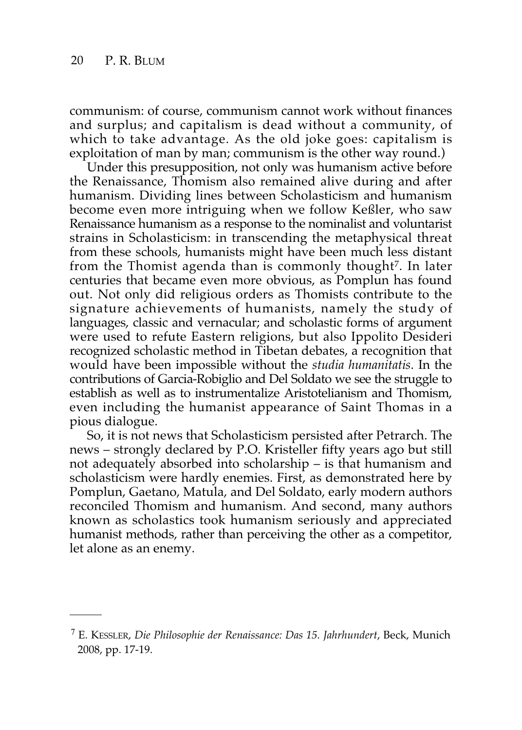communism: of course, communism cannot work without finances and surplus; and capitalism is dead without a community, of which to take advantage. As the old joke goes: capitalism is exploitation of man by man; communism is the other way round.)

Under this presupposition, not only was humanism active before the Renaissance, Thomism also remained alive during and after humanism. Dividing lines between Scholasticism and humanism become even more intriguing when we follow Keßler, who saw Renaissance humanism as a response to the nominalist and voluntarist strains in Scholasticism: in transcending the metaphysical threat from these schools, humanists might have been much less distant from the Thomist agenda than is commonly thought[7]. In later centuries that became even more obvious, as Pomplun has found out. Not only did religious orders as Thomists contribute to the signature achievements of humanists, namely the study of languages, classic and vernacular; and scholastic forms of argument were used to refute Eastern religions, but also Ippolito Desideri recognized scholastic method in Tibetan debates, a recognition that would have been impossible without the *studia humanitatis*. In the contributions of Garcia-Robiglio and Del Soldato we see the struggle to establish as well as to instrumentalize Aristotelianism and Thomism, even including the humanist appearance of Saint Thomas in a pious dialogue.

So, it is not news that Scholasticism persisted after Petrarch. The news – strongly declared by P.O. Kristeller fifty years ago but still not adequately absorbed into scholarship – is that humanism and scholasticism were hardly enemies. First, as demonstrated here by Pomplun, Gaetano, Matula, and Del Soldato, early modern authors reconciled Thomism and humanism. And second, many authors known as scholastics took humanism seriously and appreciated humanist methods, rather than perceiving the other as a competitor, let alone as an enemy.

---

[7] E. KESSLER, *Die Philosophie der Renaissance: Das 15. Jahrhundert*, Beck, Munich 2008, pp. 17-19.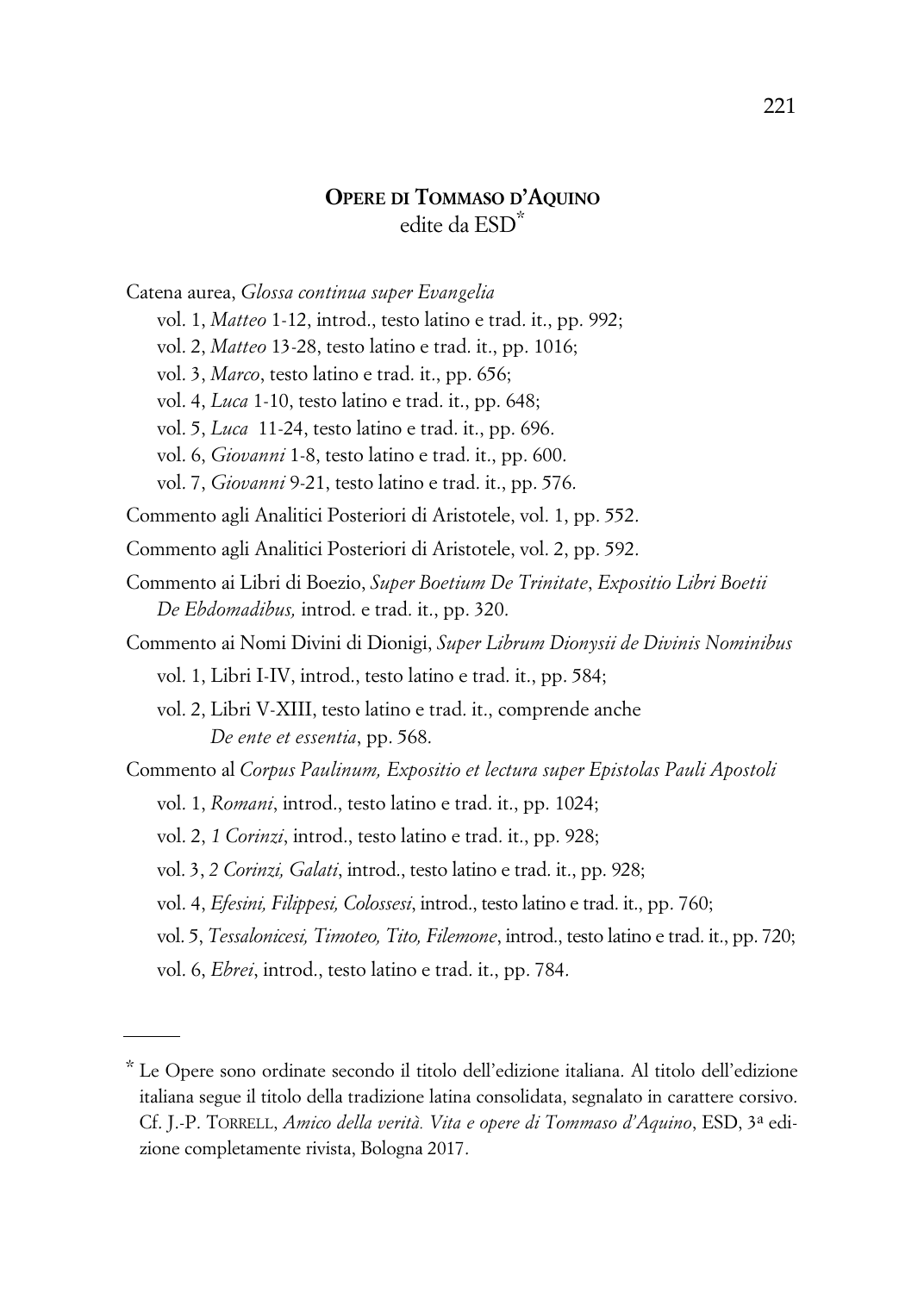## **Opere di Tommaso d'Aquino**
edite da ESD*

Catena aurea, *Glossa continua super Evangelia*

vol. 1, *Matteo* 1-12, introd., testo latino e trad. it., pp. 992;

vol. 2, *Matteo* 13-28, testo latino e trad. it., pp. 1016;

vol. 3, *Marco*, testo latino e trad. it., pp. 656;

vol. 4, *Luca* 1-10, testo latino e trad. it., pp. 648;

vol. 5, *Luca* 11-24, testo latino e trad. it., pp. 696.

vol. 6, *Giovanni* 1-8, testo latino e trad. it., pp. 600.

vol. 7, *Giovanni* 9-21, testo latino e trad. it., pp. 576.

Commento agli Analitici Posteriori di Aristotele, vol. 1, pp. 552.

Commento agli Analitici Posteriori di Aristotele, vol. 2, pp. 592.

Commento ai Libri di Boezio, *Super Boetium De Trinitate*, *Expositio Libri Boetii De Ebdomadibus,* introd. e trad. it., pp. 320.

Commento ai Nomi Divini di Dionigi, *Super Librum Dionysii de Divinis Nominibus*

vol. 1, Libri I-IV, introd., testo latino e trad. it., pp. 584;

vol. 2, Libri V-XIII, testo latino e trad. it., comprende anche *De ente et essentia*, pp. 568.

Commento al *Corpus Paulinum, Expositio et lectura super Epistolas Pauli Apostoli*

vol. 1, *Romani*, introd., testo latino e trad. it., pp. 1024;

vol. 2, *1 Corinzi*, introd., testo latino e trad. it., pp. 928;

vol. 3, *2 Corinzi, Galati*, introd., testo latino e trad. it., pp. 928;

vol. 4, *Efesini, Filippesi, Colossesi*, introd., testo latino e trad. it., pp. 760;

vol. 5, *Tessalonicesi, Timoteo, Tito, Filemone*, introd., testo latino e trad. it., pp. 720;

vol. 6, *Ebrei*, introd., testo latino e trad. it., pp. 784.

---

* Le Opere sono ordinate secondo il titolo dell'edizione italiana. Al titolo dell'edizione italiana segue il titolo della tradizione latina consolidata, segnalato in carattere corsivo. Cf. J.-P. Torrell, *Amico della verità. Vita e opere di Tommaso d'Aquino*, ESD, 3ª edizione completamente rivista, Bologna 2017.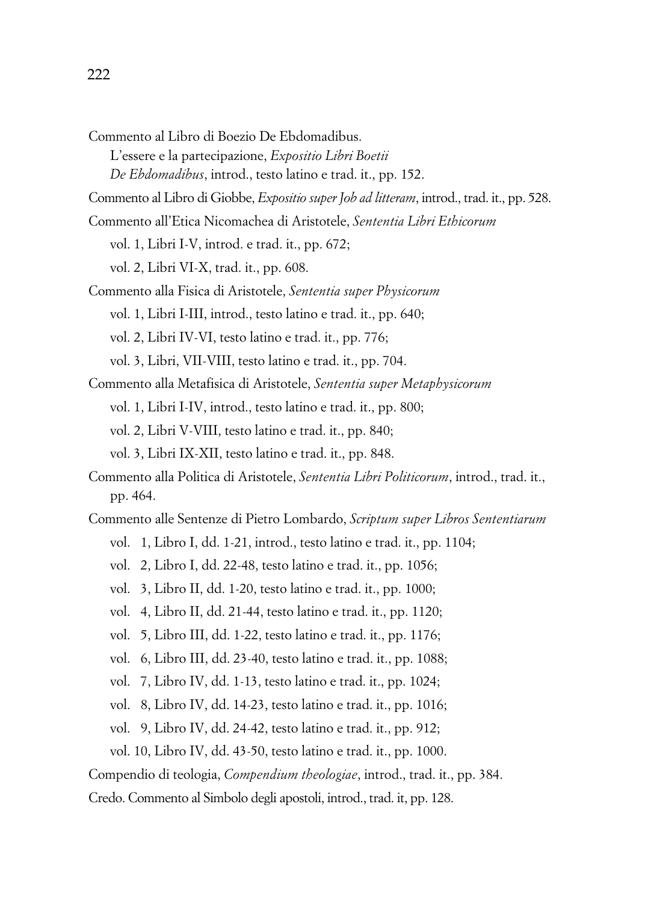Commento al Libro di Boezio De Ebdomadibus.
L'essere e la partecipazione, *Expositio Libri Boetii De Ebdomadibus*, introd., testo latino e trad. it., pp. 152.

Commento al Libro di Giobbe, *Expositio super Job ad litteram*, introd., trad. it., pp. 528.

Commento all'Etica Nicomachea di Aristotele, *Sententia Libri Ethicorum*
- vol. 1, Libri I-V, introd. e trad. it., pp. 672;
- vol. 2, Libri VI-X, trad. it., pp. 608.

Commento alla Fisica di Aristotele, *Sententia super Physicorum*
- vol. 1, Libri I-III, introd., testo latino e trad. it., pp. 640;
- vol. 2, Libri IV-VI, testo latino e trad. it., pp. 776;
- vol. 3, Libri, VII-VIII, testo latino e trad. it., pp. 704.

Commento alla Metafisica di Aristotele, *Sententia super Metaphysicorum*
- vol. 1, Libri I-IV, introd., testo latino e trad. it., pp. 800;
- vol. 2, Libri V-VIII, testo latino e trad. it., pp. 840;
- vol. 3, Libri IX-XII, testo latino e trad. it., pp. 848.

Commento alla Politica di Aristotele, *Sententia Libri Politicorum*, introd., trad. it., pp. 464.

Commento alle Sentenze di Pietro Lombardo, *Scriptum super Libros Sententiarum*
- vol. 1, Libro I, dd. 1-21, introd., testo latino e trad. it., pp. 1104;
- vol. 2, Libro I, dd. 22-48, testo latino e trad. it., pp. 1056;
- vol. 3, Libro II, dd. 1-20, testo latino e trad. it., pp. 1000;
- vol. 4, Libro II, dd. 21-44, testo latino e trad. it., pp. 1120;
- vol. 5, Libro III, dd. 1-22, testo latino e trad. it., pp. 1176;
- vol. 6, Libro III, dd. 23-40, testo latino e trad. it., pp. 1088;
- vol. 7, Libro IV, dd. 1-13, testo latino e trad. it., pp. 1024;
- vol. 8, Libro IV, dd. 14-23, testo latino e trad. it., pp. 1016;
- vol. 9, Libro IV, dd. 24-42, testo latino e trad. it., pp. 912;
- vol. 10, Libro IV, dd. 43-50, testo latino e trad. it., pp. 1000.

Compendio di teologia, *Compendium theologiae*, introd., trad. it., pp. 384.

Credo. Commento al Simbolo degli apostoli, introd., trad. it, pp. 128.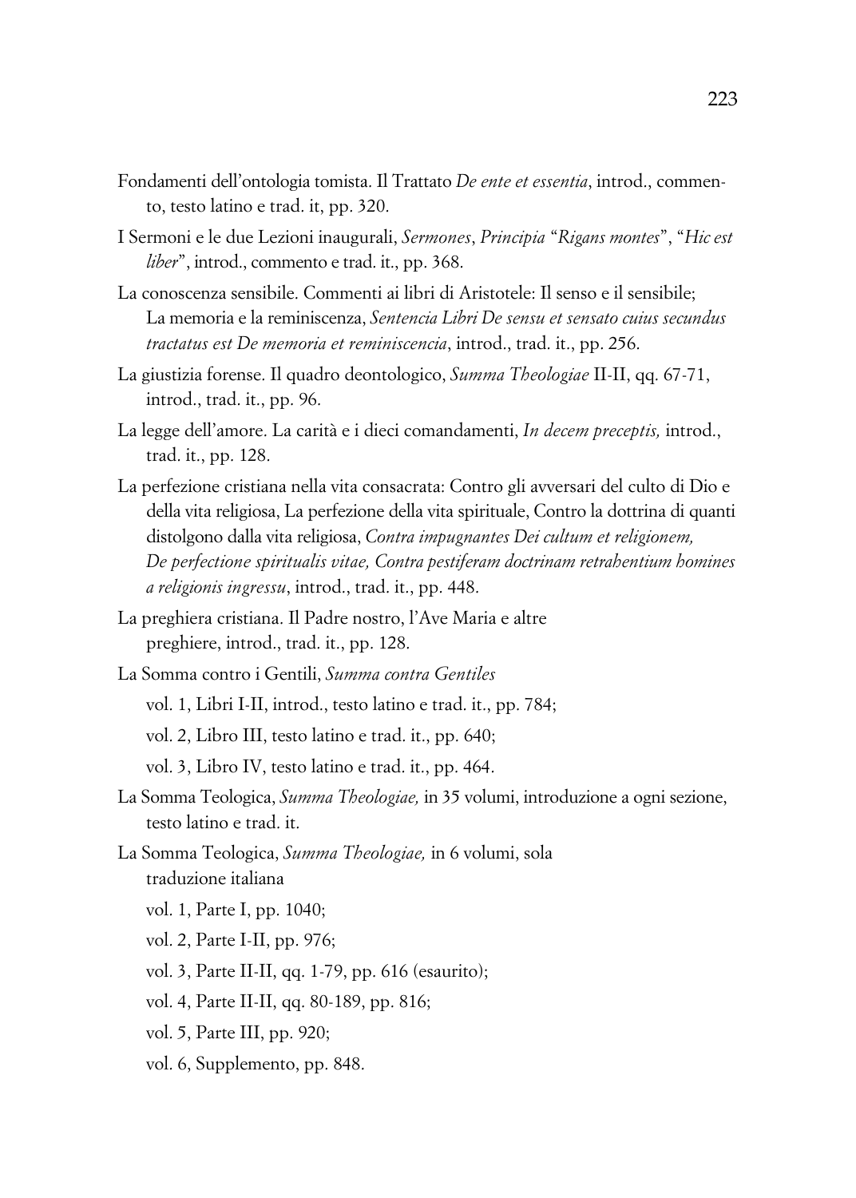Fondamenti dell'ontologia tomista. Il Trattato *De ente et essentia*, introd., commento, testo latino e trad. it, pp. 320.

I Sermoni e le due Lezioni inaugurali, *Sermones*, *Principia* "*Rigans montes*", "*Hic est liber*", introd., commento e trad. it., pp. 368.

La conoscenza sensibile. Commenti ai libri di Aristotele: Il senso e il sensibile; La memoria e la reminiscenza, *Sentencia Libri De sensu et sensato cuius secundus tractatus est De memoria et reminiscencia*, introd., trad. it., pp. 256.

La giustizia forense. Il quadro deontologico, *Summa Theologiae* II-II, qq. 67-71, introd., trad. it., pp. 96.

La legge dell'amore. La carità e i dieci comandamenti, *In decem preceptis,* introd., trad. it., pp. 128.

La perfezione cristiana nella vita consacrata: Contro gli avversari del culto di Dio e della vita religiosa, La perfezione della vita spirituale, Contro la dottrina di quanti distolgono dalla vita religiosa, *Contra impugnantes Dei cultum et religionem, De perfectione spiritualis vitae, Contra pestiferam doctrinam retrahentium homines a religionis ingressu*, introd., trad. it., pp. 448.

La preghiera cristiana. Il Padre nostro, l'Ave Maria e altre preghiere, introd., trad. it., pp. 128.

La Somma contro i Gentili, *Summa contra Gentiles*

vol. 1, Libri I-II, introd., testo latino e trad. it., pp. 784;

vol. 2, Libro III, testo latino e trad. it., pp. 640;

vol. 3, Libro IV, testo latino e trad. it., pp. 464.

La Somma Teologica, *Summa Theologiae,* in 35 volumi, introduzione a ogni sezione, testo latino e trad. it.

La Somma Teologica, *Summa Theologiae,* in 6 volumi, sola traduzione italiana

vol. 1, Parte I, pp. 1040;

vol. 2, Parte I-II, pp. 976;

vol. 3, Parte II-II, qq. 1-79, pp. 616 (esaurito);

vol. 4, Parte II-II, qq. 80-189, pp. 816;

vol. 5, Parte III, pp. 920;

vol. 6, Supplemento, pp. 848.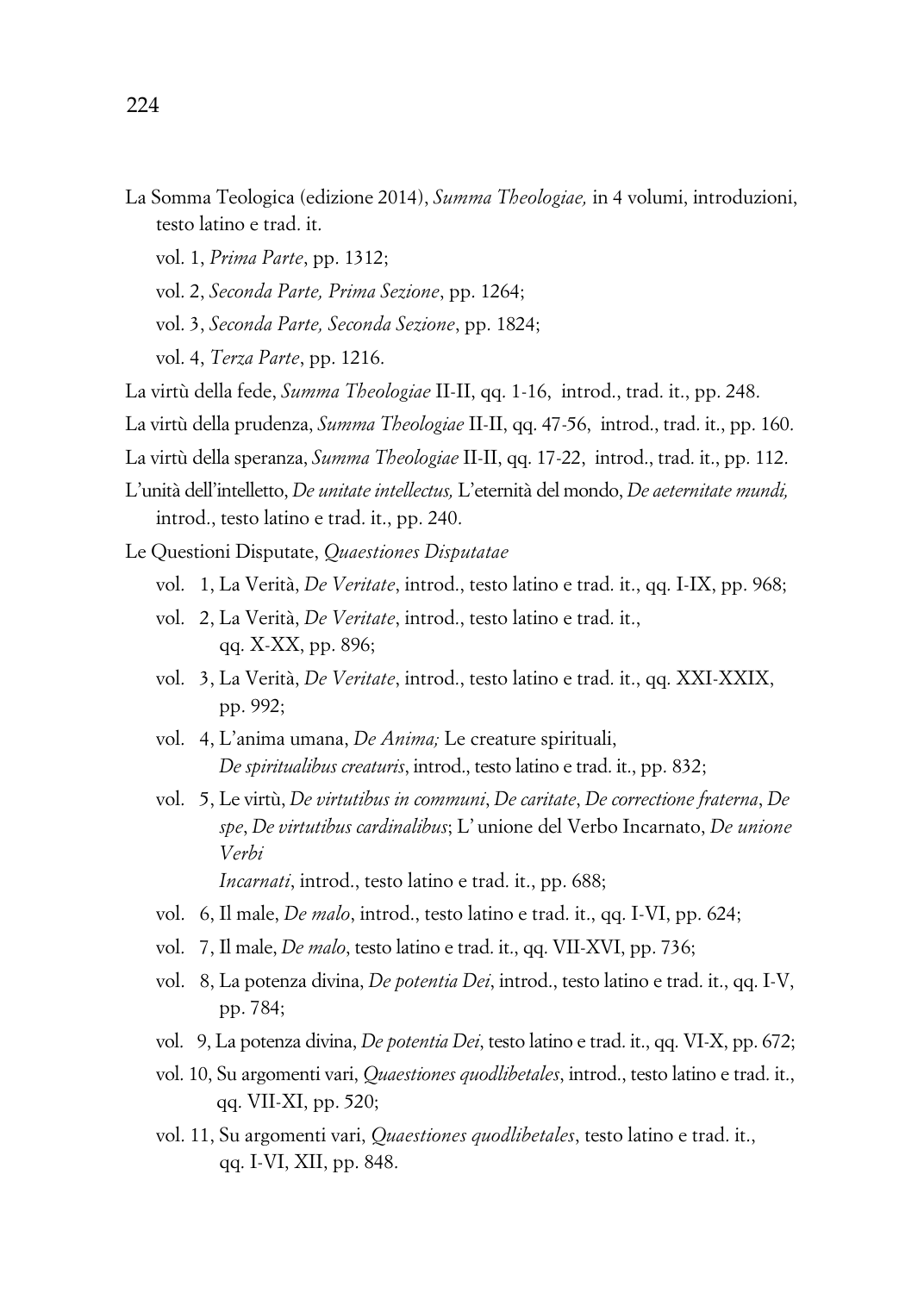La Somma Teologica (edizione 2014), *Summa Theologiae,* in 4 volumi, introduzioni, testo latino e trad. it.

vol. 1, *Prima Parte*, pp. 1312;

vol. 2, *Seconda Parte, Prima Sezione*, pp. 1264;

vol. 3, *Seconda Parte, Seconda Sezione*, pp. 1824;

vol. 4, *Terza Parte*, pp. 1216.

La virtù della fede, *Summa Theologiae* II-II, qq. 1-16, introd., trad. it., pp. 248.

La virtù della prudenza, *Summa Theologiae* II-II, qq. 47-56, introd., trad. it., pp. 160.

La virtù della speranza, *Summa Theologiae* II-II, qq. 17-22, introd., trad. it., pp. 112.

L'unità dell'intelletto, *De unitate intellectus,* L'eternità del mondo, *De aeternitate mundi,* introd., testo latino e trad. it., pp. 240.

Le Questioni Disputate, *Quaestiones Disputatae*

vol. 1, La Verità, *De Veritate*, introd., testo latino e trad. it., qq. I-IX, pp. 968;

vol. 2, La Verità, *De Veritate*, introd., testo latino e trad. it., qq. X-XX, pp. 896;

vol. 3, La Verità, *De Veritate*, introd., testo latino e trad. it., qq. XXI-XXIX, pp. 992;

vol. 4, L'anima umana, *De Anima;* Le creature spirituali, *De spiritualibus creaturis*, introd., testo latino e trad. it., pp. 832;

vol. 5, Le virtù, *De virtutibus in communi*, *De caritate*, *De correctione fraterna*, *De spe*, *De virtutibus cardinalibus*; L' unione del Verbo Incarnato, *De unione Verbi Incarnati*, introd., testo latino e trad. it., pp. 688;

vol. 6, Il male, *De malo*, introd., testo latino e trad. it., qq. I-VI, pp. 624;

vol. 7, Il male, *De malo*, testo latino e trad. it., qq. VII-XVI, pp. 736;

vol. 8, La potenza divina, *De potentia Dei*, introd., testo latino e trad. it., qq. I-V, pp. 784;

vol. 9, La potenza divina, *De potentia Dei*, testo latino e trad. it., qq. VI-X, pp. 672;

vol. 10, Su argomenti vari, *Quaestiones quodlibetales*, introd., testo latino e trad. it., qq. VII-XI, pp. 520;

vol. 11, Su argomenti vari, *Quaestiones quodlibetales*, testo latino e trad. it., qq. I-VI, XII, pp. 848.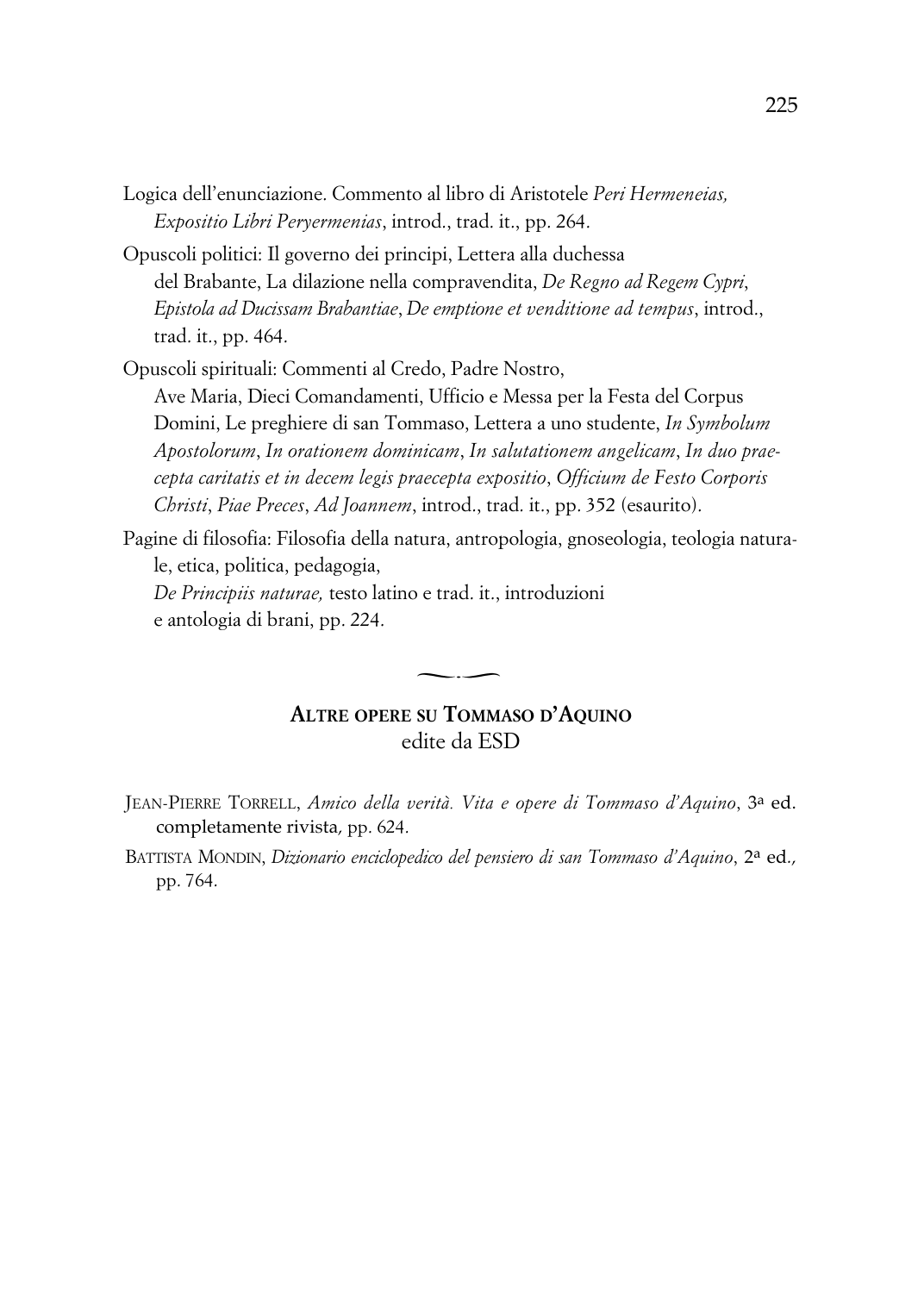Logica dell'enunciazione. Commento al libro di Aristotele *Peri Hermeneias, Expositio Libri Peryermenias*, introd., trad. it., pp. 264.

Opuscoli politici: Il governo dei principi, Lettera alla duchessa del Brabante, La dilazione nella compravendita, *De Regno ad Regem Cypri*, *Epistola ad Ducissam Brabantiae*, *De emptione et venditione ad tempus*, introd., trad. it., pp. 464.

Opuscoli spirituali: Commenti al Credo, Padre Nostro, Ave Maria, Dieci Comandamenti, Ufficio e Messa per la Festa del Corpus Domini, Le preghiere di san Tommaso, Lettera a uno studente, *In Symbolum Apostolorum*, *In orationem dominicam*, *In salutationem angelicam*, *In duo praecepta caritatis et in decem legis praecepta expositio*, *Officium de Festo Corporis Christi*, *Piae Preces*, *Ad Joannem*, introd., trad. it., pp. 352 (esaurito).

Pagine di filosofia: Filosofia della natura, antropologia, gnoseologia, teologia naturale, etica, politica, pedagogia, *De Principiis naturae,* testo latino e trad. it., introduzioni e antologia di brani, pp. 224.

## ALTRE OPERE SU TOMMASO D'AQUINO
edite da ESD

JEAN-PIERRE TORRELL, *Amico della verità. Vita e opere di Tommaso d'Aquino*, 3ª ed. completamente rivista, pp. 624.

BATTISTA MONDIN, *Dizionario enciclopedico del pensiero di san Tommaso d'Aquino*, 2ª ed., pp. 764.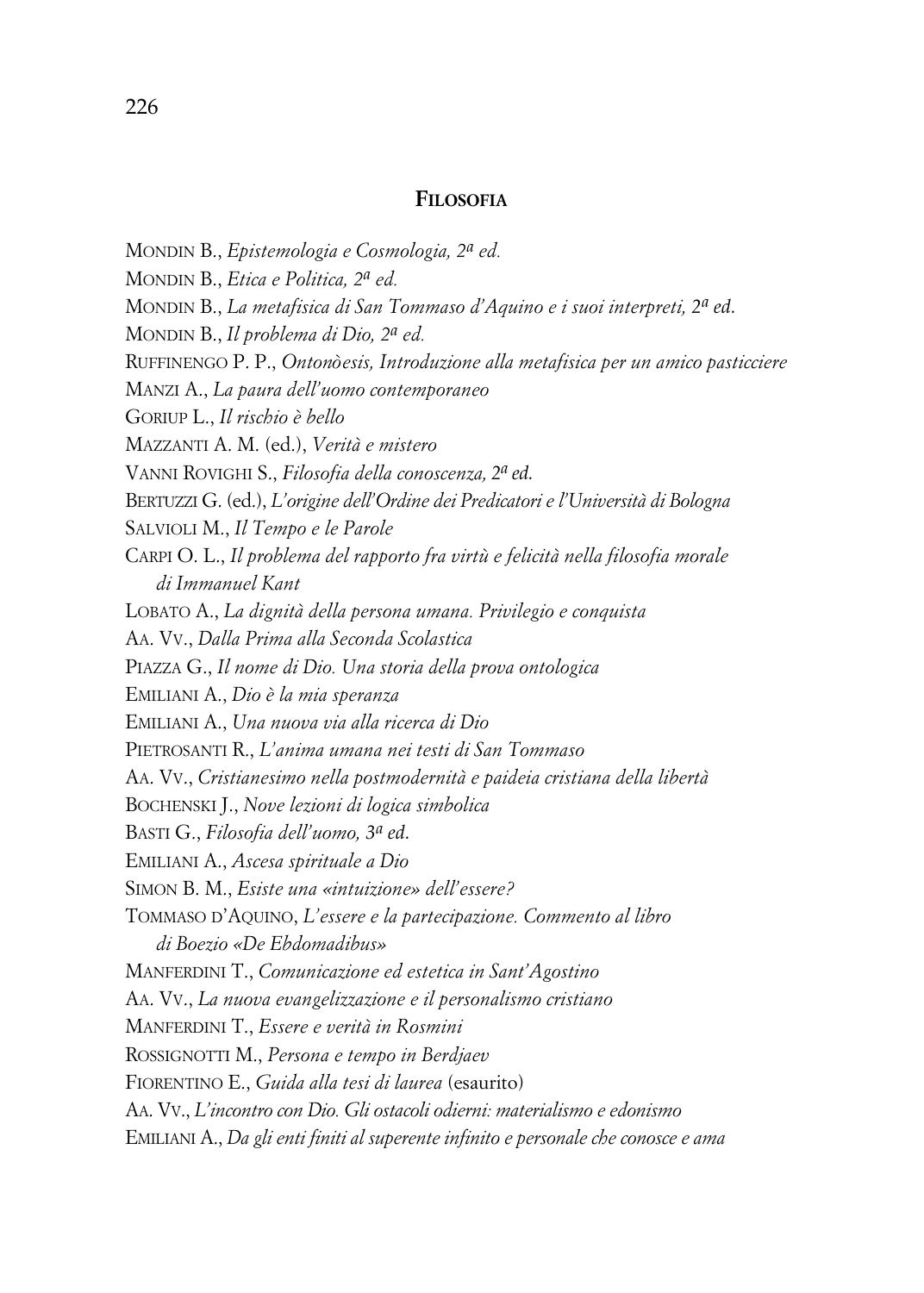## FILOSOFIA

MONDIN B., *Epistemologia e Cosmologia, 2ª ed.*

MONDIN B., *Etica e Politica, 2ª ed.*

MONDIN B., *La metafisica di San Tommaso d'Aquino e i suoi interpreti, 2ª ed.*

MONDIN B., *Il problema di Dio, 2ª ed.*

RUFFINENGO P. P., *Ontonòesis, Introduzione alla metafisica per un amico pasticciere*

MANZI A., *La paura dell'uomo contemporaneo*

GORIUP L., *Il rischio è bello*

MAZZANTI A. M. (ed.), *Verità e mistero*

VANNI ROVIGHI S., *Filosofia della conoscenza, 2ª ed.*

BERTUZZI G. (ed.), *L'origine dell'Ordine dei Predicatori e l'Università di Bologna*

SALVIOLI M., *Il Tempo e le Parole*

CARPI O. L., *Il problema del rapporto fra virtù e felicità nella filosofia morale di Immanuel Kant*

LOBATO A., *La dignità della persona umana. Privilegio e conquista*

AA. VV., *Dalla Prima alla Seconda Scolastica*

PIAZZA G., *Il nome di Dio. Una storia della prova ontologica*

EMILIANI A., *Dio è la mia speranza*

EMILIANI A., *Una nuova via alla ricerca di Dio*

PIETROSANTI R., *L'anima umana nei testi di San Tommaso*

AA. VV., *Cristianesimo nella postmodernità e paideia cristiana della libertà*

BOCHENSKI J., *Nove lezioni di logica simbolica*

BASTI G., *Filosofia dell'uomo, 3ª ed.*

EMILIANI A., *Ascesa spirituale a Dio*

SIMON B. M., *Esiste una «intuizione» dell'essere?*

TOMMASO D'AQUINO, *L'essere e la partecipazione. Commento al libro di Boezio «De Ebdomadibus»*

MANFERDINI T., *Comunicazione ed estetica in Sant'Agostino*

AA. VV., *La nuova evangelizzazione e il personalismo cristiano*

MANFERDINI T., *Essere e verità in Rosmini*

ROSSIGNOTTI M., *Persona e tempo in Berdjaev*

FIORENTINO E., *Guida alla tesi di laurea* (esaurito)

AA. VV., *L'incontro con Dio. Gli ostacoli odierni: materialismo e edonismo*

EMILIANI A., *Da gli enti finiti al superente infinito e personale che conosce e ama*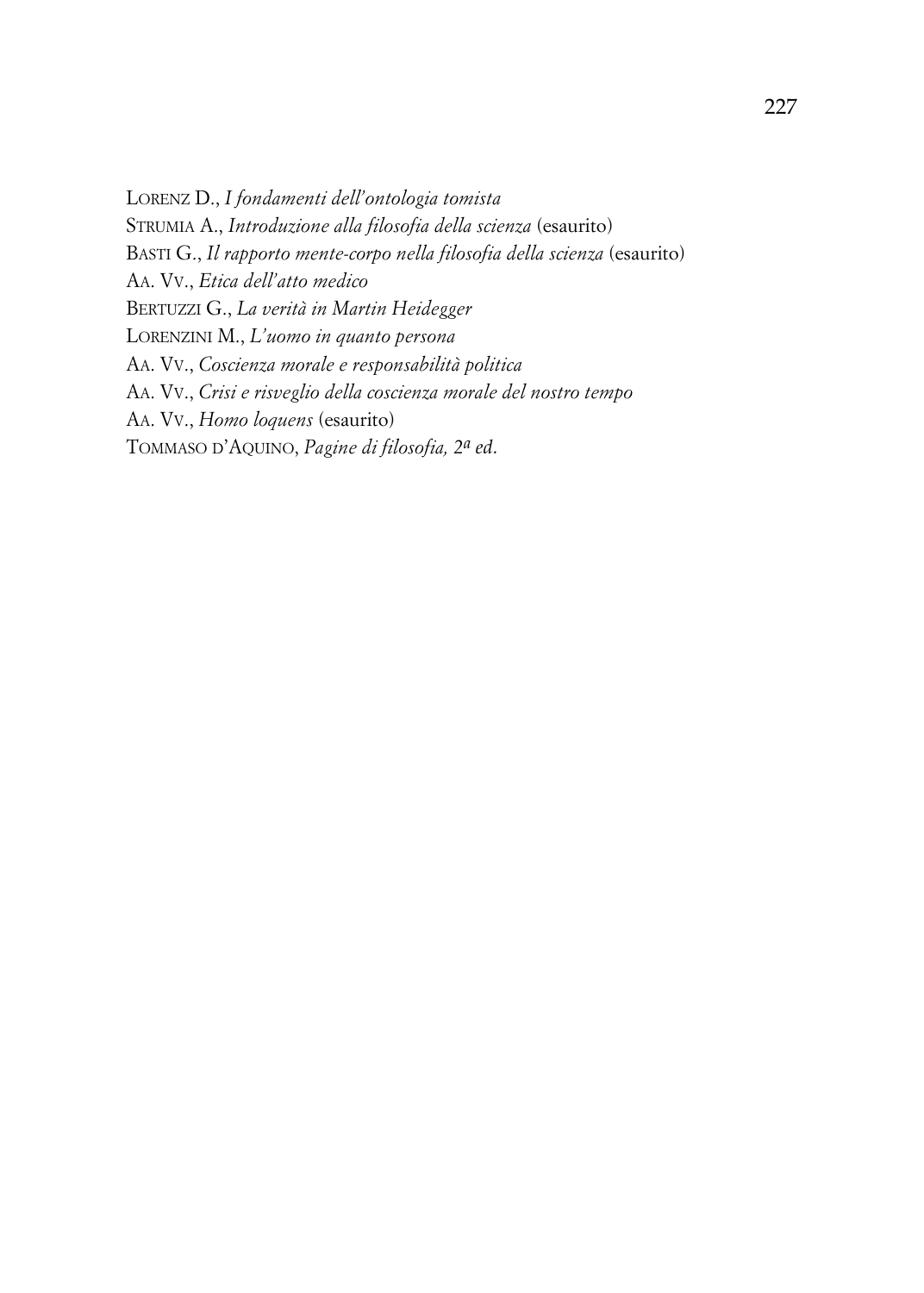LORENZ D., *I fondamenti dell'ontologia tomista*
STRUMIA A., *Introduzione alla filosofia della scienza* (esaurito)
BASTI G., *Il rapporto mente-corpo nella filosofia della scienza* (esaurito)
AA. VV., *Etica dell'atto medico*
BERTUZZI G., *La verità in Martin Heidegger*
LORENZINI M., *L'uomo in quanto persona*
AA. VV., *Coscienza morale e responsabilità politica*
AA. VV., *Crisi e risveglio della coscienza morale del nostro tempo*
AA. VV., *Homo loquens* (esaurito)
TOMMASO D'AQUINO, *Pagine di filosofia, 2ª ed.*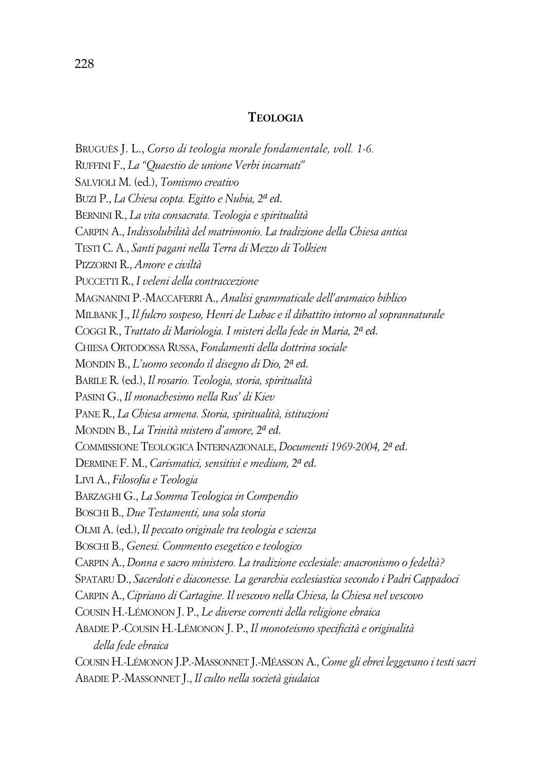## Teologia

Bruguès J. L., *Corso di teologia morale fondamentale, voll. 1-6.*

Ruffini F., *La "Quaestio de unione Verbi incarnati"*

Salvioli M. (ed.), *Tomismo creativo*

Buzi P., *La Chiesa copta. Egitto e Nubia, 2a ed.*

Bernini R., *La vita consacrata. Teologia e spiritualità*

Carpin A., *Indissolubilità del matrimonio. La tradizione della Chiesa antica*

Testi C. A., *Santi pagani nella Terra di Mezzo di Tolkien*

Pizzorni R., *Amore e civiltà*

Puccetti R., *I veleni della contraccezione*

Magnanini P.-Maccaferri A., *Analisi grammaticale dell'aramaico biblico*

Milbank J., *Il fulcro sospeso, Henri de Lubac e il dibattito intorno al soprannaturale*

Coggi R., *Trattato di Mariologia. I misteri della fede in Maria, 2a ed.*

Chiesa Ortodossa Russa, *Fondamenti della dottrina sociale*

Mondin B., *L'uomo secondo il disegno di Dio, 2a ed.*

Barile R. (ed.), *Il rosario. Teologia, storia, spiritualità*

Pasini G., *Il monachesimo nella Rus' di Kiev*

Pane R., *La Chiesa armena. Storia, spiritualità, istituzioni*

Mondin B., *La Trinità mistero d'amore, 2a ed.*

Commissione Teologica Internazionale, *Documenti 1969-2004, 2a ed.*

Dermine F. M., *Carismatici, sensitivi e medium, 2a ed.*

Livi A., *Filosofia e Teologia*

Barzaghi G., *La Somma Teologica in Compendio*

Boschi B., *Due Testamenti, una sola storia*

Olmi A. (ed.), *Il peccato originale tra teologia e scienza*

Boschi B., *Genesi. Commento esegetico e teologico*

Carpin A., *Donna e sacro ministero. La tradizione ecclesiale: anacronismo o fedeltà?*

Spataru D., *Sacerdoti e diaconesse. La gerarchia ecclesiastica secondo i Padri Cappadoci*

Carpin A., *Cipriano di Cartagine. Il vescovo nella Chiesa, la Chiesa nel vescovo*

Cousin H.-Lémonon J. P., *Le diverse correnti della religione ebraica*

Abadie P.-Cousin H.-Lémonon J. P., *Il monoteismo specificità e originalità della fede ebraica*

Cousin H.-Lémonon J.P.-Massonnet J.-Méasson A., *Come gli ebrei leggevano i testi sacri*

Abadie P.-Massonnet J., *Il culto nella società giudaica*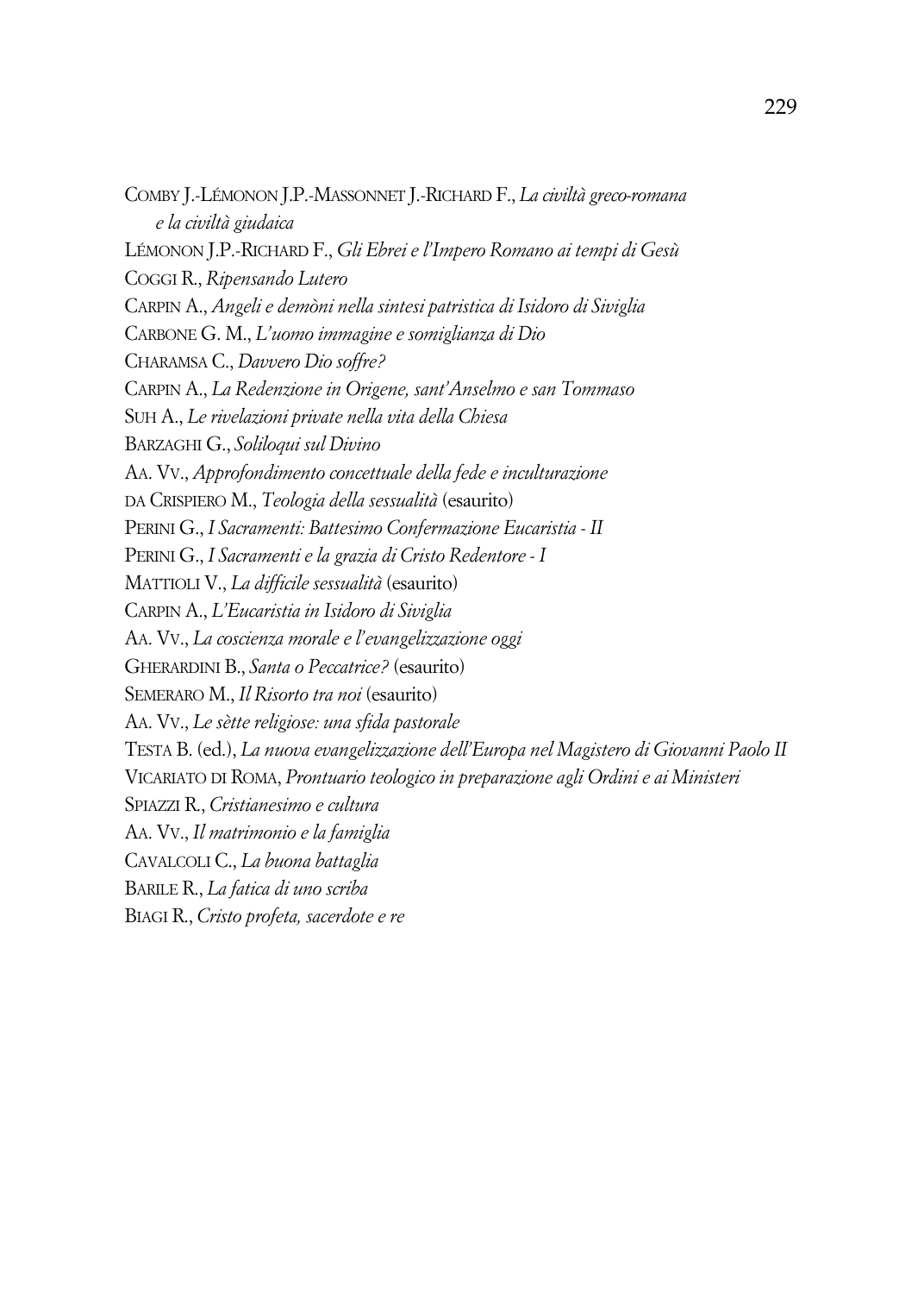COMBY J.-LÉMONON J.P.-MASSONNET J.-RICHARD F., *La civiltà greco-romana e la civiltà giudaica*

LÉMONON J.P.-RICHARD F., *Gli Ebrei e l'Impero Romano ai tempi di Gesù*

COGGI R., *Ripensando Lutero*

CARPIN A., *Angeli e demòni nella sintesi patristica di Isidoro di Siviglia*

CARBONE G. M., *L'uomo immagine e somiglianza di Dio*

CHARAMSA C., *Davvero Dio soffre?*

CARPIN A., *La Redenzione in Origene, sant'Anselmo e san Tommaso*

SUH A., *Le rivelazioni private nella vita della Chiesa*

BARZAGHI G., *Soliloqui sul Divino*

AA. VV., *Approfondimento concettuale della fede e inculturazione*

DA CRISPIERO M., *Teologia della sessualità* (esaurito)

PERINI G., *I Sacramenti: Battesimo Confermazione Eucaristia - II*

PERINI G., *I Sacramenti e la grazia di Cristo Redentore - I*

MATTIOLI V., *La difficile sessualità* (esaurito)

CARPIN A., *L'Eucaristia in Isidoro di Siviglia*

AA. VV., *La coscienza morale e l'evangelizzazione oggi*

GHERARDINI B., *Santa o Peccatrice?* (esaurito)

SEMERARO M., *Il Risorto tra noi* (esaurito)

AA. VV., *Le sètte religiose: una sfida pastorale*

TESTA B. (ed.), *La nuova evangelizzazione dell'Europa nel Magistero di Giovanni Paolo II*

VICARIATO DI ROMA, *Prontuario teologico in preparazione agli Ordini e ai Ministeri*

SPIAZZI R., *Cristianesimo e cultura*

AA. VV., *Il matrimonio e la famiglia*

CAVALCOLI C., *La buona battaglia*

BARILE R., *La fatica di uno scriba*

BIAGI R., *Cristo profeta, sacerdote e re*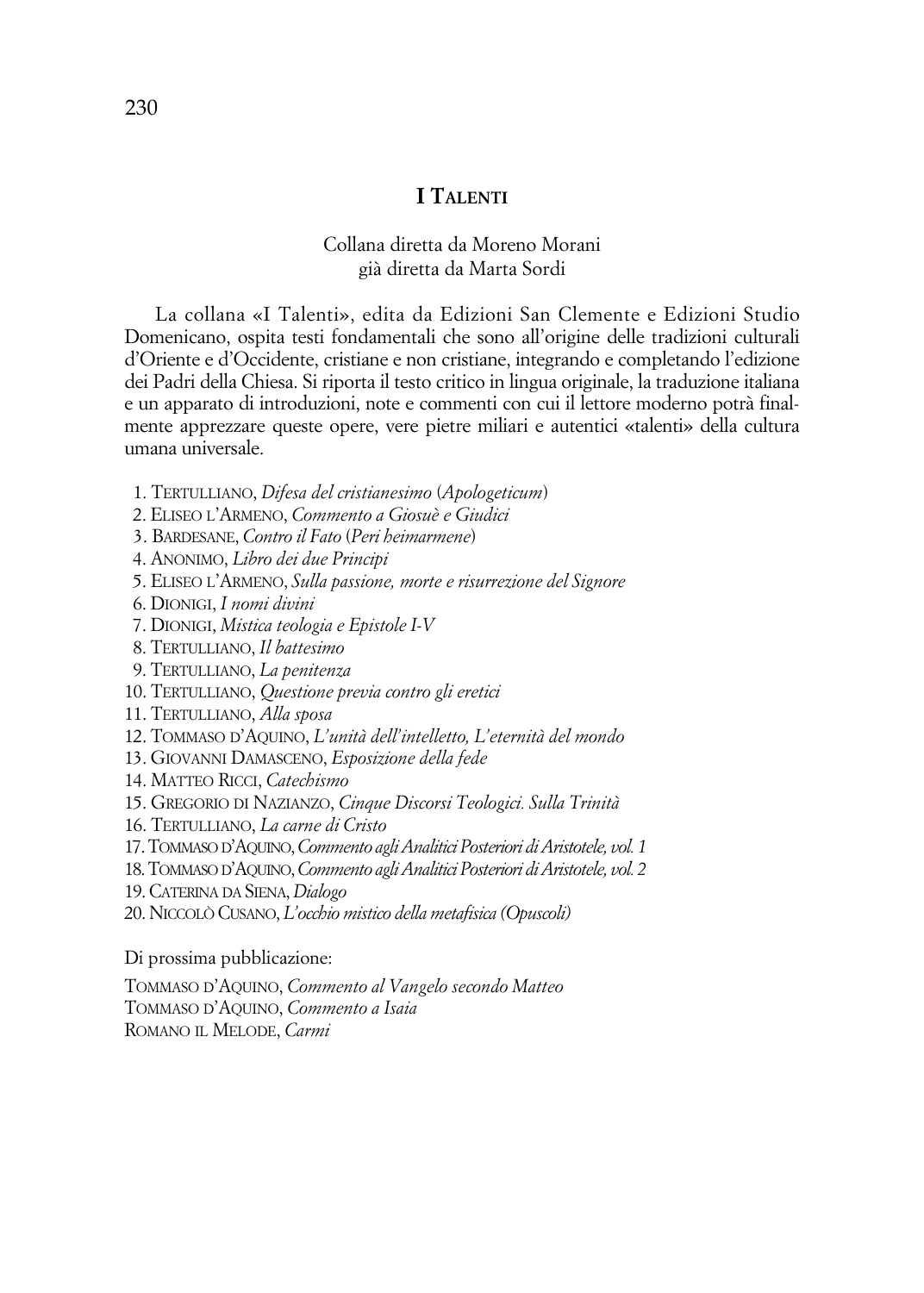## I TALENTI

Collana diretta da Moreno Morani
già diretta da Marta Sordi

La collana «I Talenti», edita da Edizioni San Clemente e Edizioni Studio Domenicano, ospita testi fondamentali che sono all'origine delle tradizioni culturali d'Oriente e d'Occidente, cristiane e non cristiane, integrando e completando l'edizione dei Padri della Chiesa. Si riporta il testo critico in lingua originale, la traduzione italiana e un apparato di introduzioni, note e commenti con cui il lettore moderno potrà finalmente apprezzare queste opere, vere pietre miliari e autentici «talenti» della cultura umana universale.

1. TERTULLIANO, *Difesa del cristianesimo* (*Apologeticum*)
2. ELISEO L'ARMENO, *Commento a Giosuè e Giudici*
3. BARDESANE, *Contro il Fato* (*Peri heimarmene*)
4. ANONIMO, *Libro dei due Principi*
5. ELISEO L'ARMENO, *Sulla passione, morte e risurrezione del Signore*
6. DIONIGI, *I nomi divini*
7. DIONIGI, *Mistica teologia e Epistole I-V*
8. TERTULLIANO, *Il battesimo*
9. TERTULLIANO, *La penitenza*
10. TERTULLIANO, *Questione previa contro gli eretici*
11. TERTULLIANO, *Alla sposa*
12. TOMMASO D'AQUINO, *L'unità dell'intelletto, L'eternità del mondo*
13. GIOVANNI DAMASCENO, *Esposizione della fede*
14. MATTEO RICCI, *Catechismo*
15. GREGORIO DI NAZIANZO, *Cinque Discorsi Teologici. Sulla Trinità*
16. TERTULLIANO, *La carne di Cristo*
17. TOMMASO D'AQUINO, *Commento agli Analitici Posteriori di Aristotele, vol. 1*
18. TOMMASO D'AQUINO, *Commento agli Analitici Posteriori di Aristotele, vol. 2*
19. CATERINA DA SIENA, *Dialogo*
20. NICCOLÒ CUSANO, *L'occhio mistico della metafisica (Opuscoli)*

Di prossima pubblicazione:

TOMMASO D'AQUINO, *Commento al Vangelo secondo Matteo*
TOMMASO D'AQUINO, *Commento a Isaia*
ROMANO IL MELODE, *Carmi*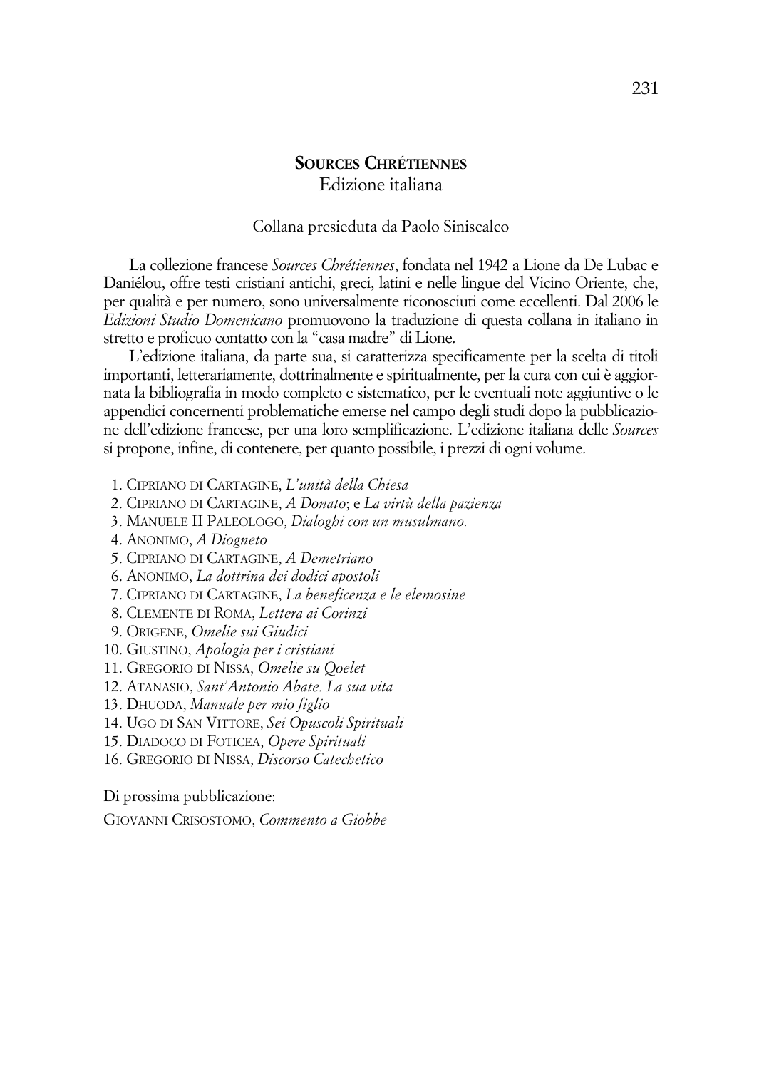## SOURCES CHRÉTIENNES
Edizione italiana

Collana presieduta da Paolo Siniscalco

La collezione francese *Sources Chrétiennes*, fondata nel 1942 a Lione da De Lubac e Daniélou, offre testi cristiani antichi, greci, latini e nelle lingue del Vicino Oriente, che, per qualità e per numero, sono universalmente riconosciuti come eccellenti. Dal 2006 le *Edizioni Studio Domenicano* promuovono la traduzione di questa collana in italiano in stretto e proficuo contatto con la "casa madre" di Lione.

L'edizione italiana, da parte sua, si caratterizza specificamente per la scelta di titoli importanti, letterariamente, dottrinalmente e spiritualmente, per la cura con cui è aggiornata la bibliografia in modo completo e sistematico, per le eventuali note aggiuntive o le appendici concernenti problematiche emerse nel campo degli studi dopo la pubblicazione dell'edizione francese, per una loro semplificazione. L'edizione italiana delle *Sources* si propone, infine, di contenere, per quanto possibile, i prezzi di ogni volume.

1. CIPRIANO DI CARTAGINE, *L'unità della Chiesa*
2. CIPRIANO DI CARTAGINE, *A Donato*; e *La virtù della pazienza*
3. MANUELE II PALEOLOGO, *Dialoghi con un musulmano.*
4. ANONIMO, *A Diogneto*
5. CIPRIANO DI CARTAGINE, *A Demetriano*
6. ANONIMO, *La dottrina dei dodici apostoli*
7. CIPRIANO DI CARTAGINE, *La beneficenza e le elemosine*
8. CLEMENTE DI ROMA, *Lettera ai Corinzi*
9. ORIGENE, *Omelie sui Giudici*
10. GIUSTINO, *Apologia per i cristiani*
11. GREGORIO DI NISSA, *Omelie su Qoelet*
12. ATANASIO, *Sant'Antonio Abate. La sua vita*
13. DHUODA, *Manuale per mio figlio*
14. UGO DI SAN VITTORE, *Sei Opuscoli Spirituali*
15. DIADOCO DI FOTICEA, *Opere Spirituali*
16. GREGORIO DI NISSA, *Discorso Catechetico*

Di prossima pubblicazione:

GIOVANNI CRISOSTOMO, *Commento a Giobbe*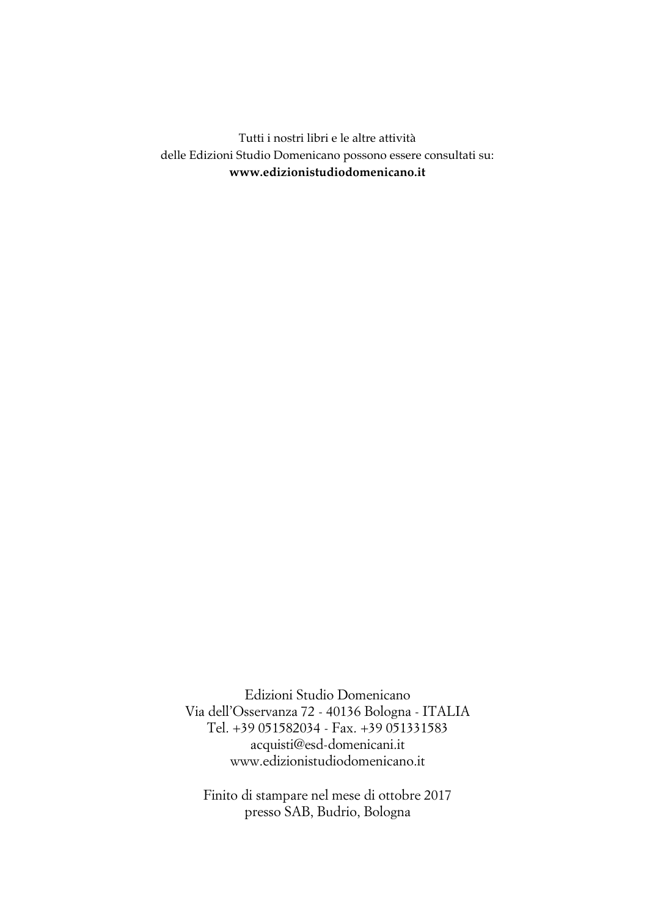Tutti i nostri libri e le altre attività
delle Edizioni Studio Domenicano possono essere consultati su:
**www.edizionistudiodomenicano.it**

Edizioni Studio Domenicano
Via dell'Osservanza 72 - 40136 Bologna - ITALIA
Tel. +39 051582034 - Fax. +39 051331583
acquisti@esd-domenicani.it
www.edizionistudiodomenicano.it

Finito di stampare nel mese di ottobre 2017
presso SAB, Budrio, Bologna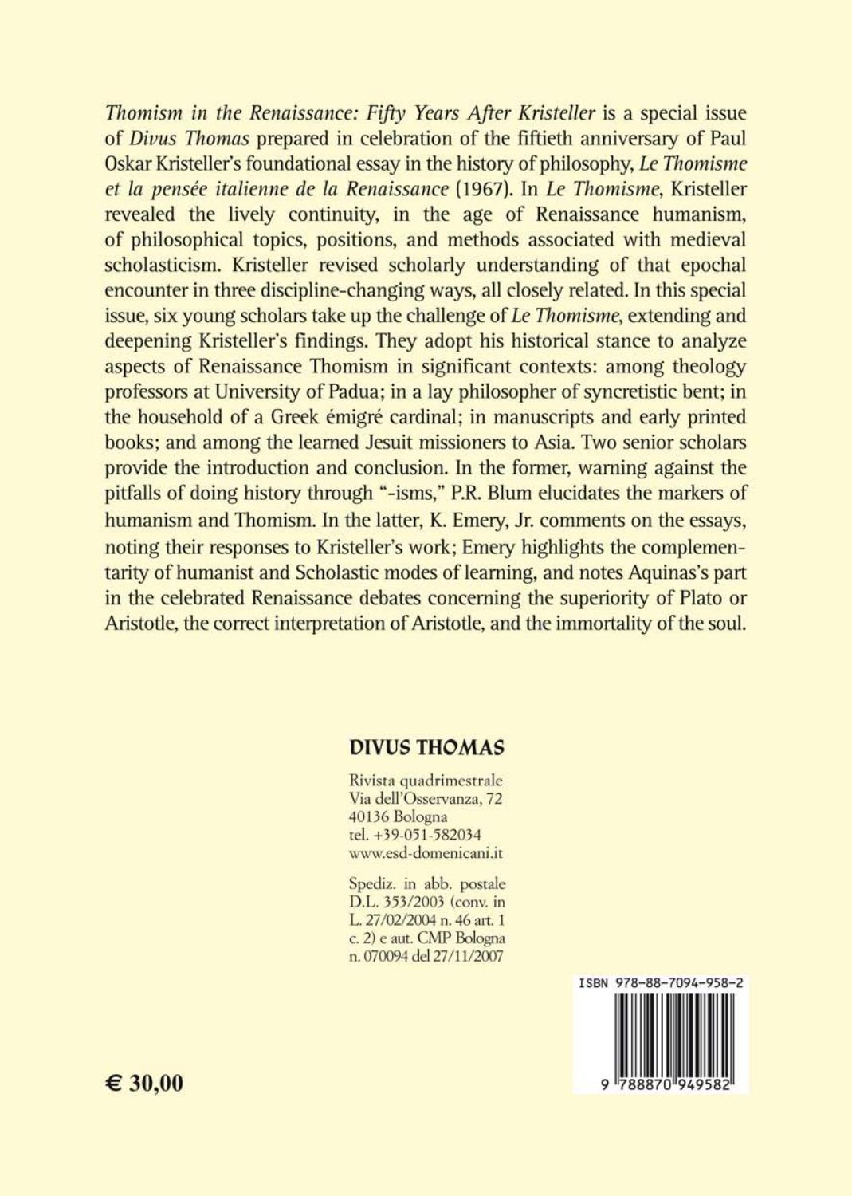*Thomism in the Renaissance: Fifty Years After Kristeller* is a special issue of *Divus Thomas* prepared in celebration of the fiftieth anniversary of Paul Oskar Kristeller's foundational essay in the history of philosophy, *Le Thomisme et la pensée italienne de la Renaissance* (1967). In *Le Thomisme*, Kristeller revealed the lively continuity, in the age of Renaissance humanism, of philosophical topics, positions, and methods associated with medieval scholasticism. Kristeller revised scholarly understanding of that epochal encounter in three discipline-changing ways, all closely related. In this special issue, six young scholars take up the challenge of *Le Thomisme*, extending and deepening Kristeller's findings. They adopt his historical stance to analyze aspects of Renaissance Thomism in significant contexts: among theology professors at University of Padua; in a lay philosopher of syncretistic bent; in the household of a Greek émigré cardinal; in manuscripts and early printed books; and among the learned Jesuit missioners to Asia. Two senior scholars provide the introduction and conclusion. In the former, warning against the pitfalls of doing history through "-isms," P.R. Blum elucidates the markers of humanism and Thomism. In the latter, K. Emery, Jr. comments on the essays, noting their responses to Kristeller's work; Emery highlights the complementarity of humanist and Scholastic modes of learning, and notes Aquinas's part in the celebrated Renaissance debates concerning the superiority of Plato or Aristotle, the correct interpretation of Aristotle, and the immortality of the soul.

**DIVUS THOMAS**

Rivista quadrimestrale
Via dell'Osservanza, 72
40136 Bologna
tel. +39-051-582034
www.esd-domenicani.it

Sprediz. in abb. postale
D.L. 353/2003 (conv. in
L. 27/02/2004 n. 46 art. 1
c. 2) e aut. CMP Bologna
n. 070094 del 27/11/2007

ISBN 978-88-7094-958-2

9 788870 949582

€ 30,00